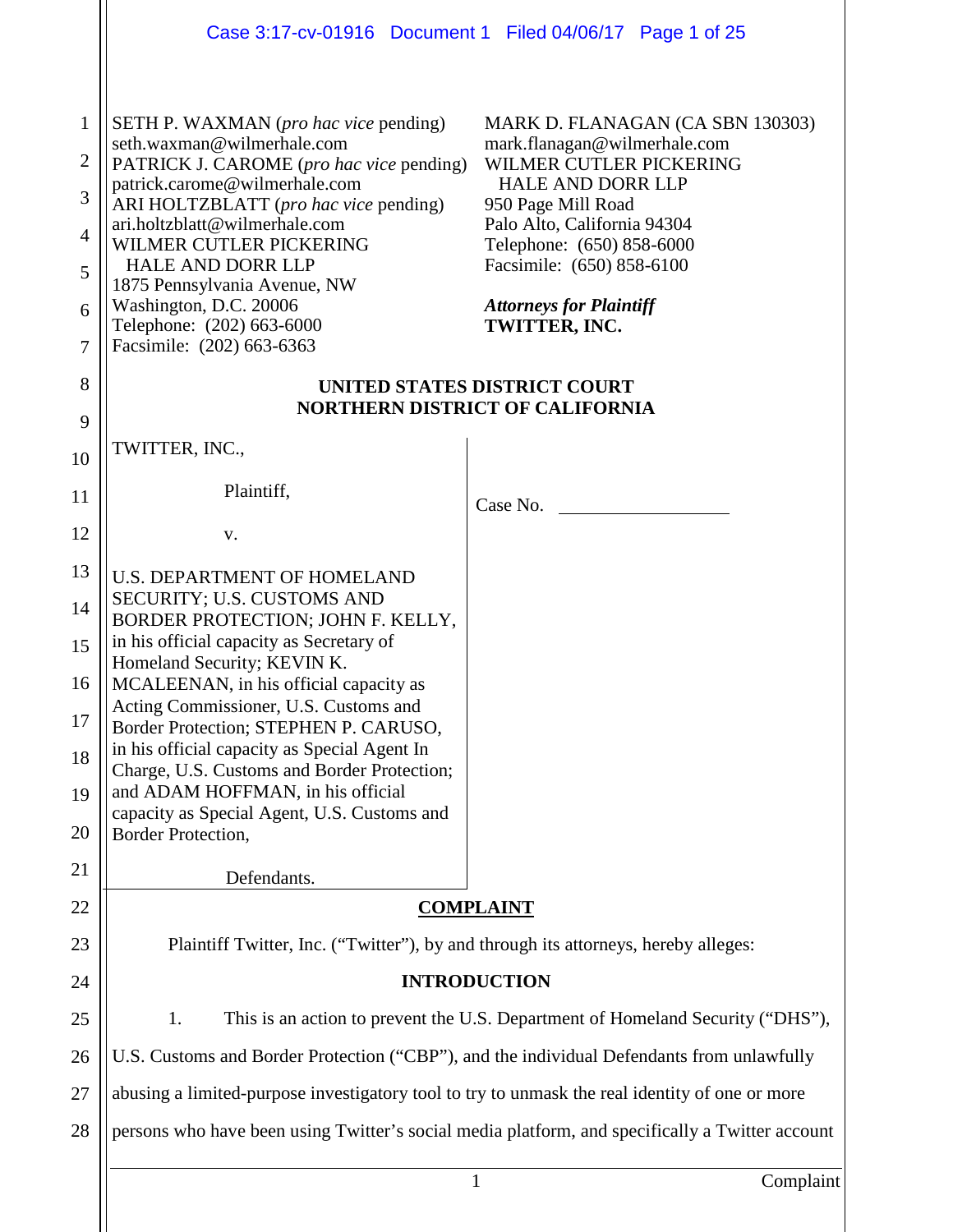SETH P. WAXMAN (*pro hac vice* pending)
seth.waxman@wilmerhale.com
PATRICK J. CAROME (*pro hac vice* pending)
patrick.carome@wilmerhale.com
ARI HOLTZBLATT (*pro hac vice* pending)
ari.holtzblatt@wilmerhale.com
WILMER CUTLER PICKERING
HALE AND DORR LLP
1875 Pennsylvania Avenue, NW
Washington, D.C. 20006
Telephone: (202) 663-6000
Facsimile: (202) 663-6363

MARK D. FLANAGAN (CA SBN 130303)
mark.flanagan@wilmerhale.com
WILMER CUTLER PICKERING
HALE AND DORR LLP
950 Page Mill Road
Palo Alto, California 94304
Telephone: (650) 858-6000
Facsimile: (650) 858-6100

***Attorneys for Plaintiff***
**TWITTER, INC.**

**UNITED STATES DISTRICT COURT**
**NORTHERN DISTRICT OF CALIFORNIA**

TWITTER, INC.,

Plaintiff,

v.

U.S. DEPARTMENT OF HOMELAND SECURITY; U.S. CUSTOMS AND BORDER PROTECTION; JOHN F. KELLY, in his official capacity as Secretary of Homeland Security; KEVIN K. MCALEENAN, in his official capacity as Acting Commissioner, U.S. Customs and Border Protection; STEPHEN P. CARUSO, in his official capacity as Special Agent In Charge, U.S. Customs and Border Protection; and ADAM HOFFMAN, in his official capacity as Special Agent, U.S. Customs and Border Protection,

Defendants.

Case No. ____________

## COMPLAINT

Plaintiff Twitter, Inc. ("Twitter"), by and through its attorneys, hereby alleges:

## INTRODUCTION

1. This is an action to prevent the U.S. Department of Homeland Security ("DHS"), U.S. Customs and Border Protection ("CBP"), and the individual Defendants from unlawfully abusing a limited-purpose investigatory tool to try to unmask the real identity of one or more persons who have been using Twitter's social media platform, and specifically a Twitter account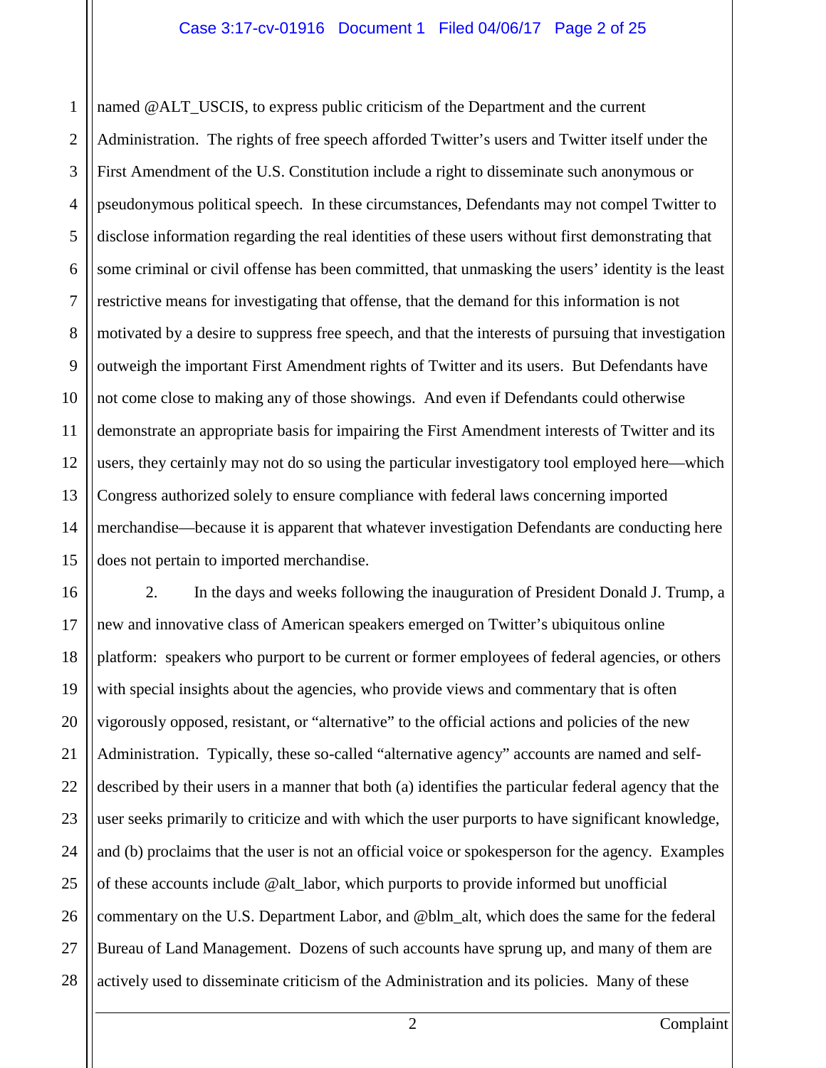named @ALT_USCIS, to express public criticism of the Department and the current Administration. The rights of free speech afforded Twitter's users and Twitter itself under the First Amendment of the U.S. Constitution include a right to disseminate such anonymous or pseudonymous political speech. In these circumstances, Defendants may not compel Twitter to disclose information regarding the real identities of these users without first demonstrating that some criminal or civil offense has been committed, that unmasking the users' identity is the least restrictive means for investigating that offense, that the demand for this information is not motivated by a desire to suppress free speech, and that the interests of pursuing that investigation outweigh the important First Amendment rights of Twitter and its users. But Defendants have not come close to making any of those showings. And even if Defendants could otherwise demonstrate an appropriate basis for impairing the First Amendment interests of Twitter and its users, they certainly may not do so using the particular investigatory tool employed here—which Congress authorized solely to ensure compliance with federal laws concerning imported merchandise—because it is apparent that whatever investigation Defendants are conducting here does not pertain to imported merchandise.

2. In the days and weeks following the inauguration of President Donald J. Trump, a new and innovative class of American speakers emerged on Twitter's ubiquitous online platform: speakers who purport to be current or former employees of federal agencies, or others with special insights about the agencies, who provide views and commentary that is often vigorously opposed, resistant, or "alternative" to the official actions and policies of the new Administration. Typically, these so-called "alternative agency" accounts are named and self-described by their users in a manner that both (a) identifies the particular federal agency that the user seeks primarily to criticize and with which the user purports to have significant knowledge, and (b) proclaims that the user is not an official voice or spokesperson for the agency. Examples of these accounts include @alt_labor, which purports to provide informed but unofficial commentary on the U.S. Department Labor, and @blm_alt, which does the same for the federal Bureau of Land Management. Dozens of such accounts have sprung up, and many of them are actively used to disseminate criticism of the Administration and its policies. Many of these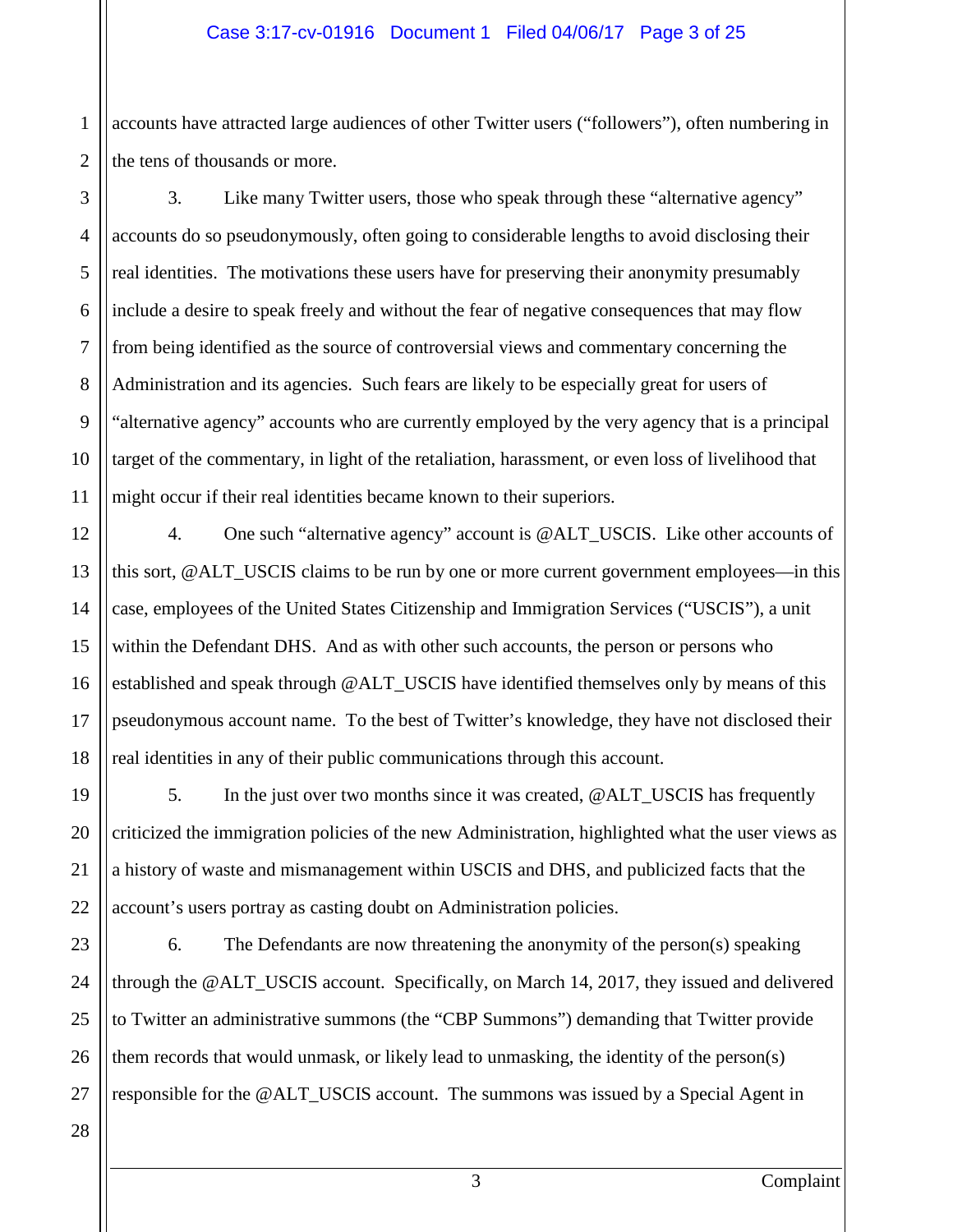accounts have attracted large audiences of other Twitter users ("followers"), often numbering in the tens of thousands or more.

3. Like many Twitter users, those who speak through these "alternative agency" accounts do so pseudonymously, often going to considerable lengths to avoid disclosing their real identities. The motivations these users have for preserving their anonymity presumably include a desire to speak freely and without the fear of negative consequences that may flow from being identified as the source of controversial views and commentary concerning the Administration and its agencies. Such fears are likely to be especially great for users of "alternative agency" accounts who are currently employed by the very agency that is a principal target of the commentary, in light of the retaliation, harassment, or even loss of livelihood that might occur if their real identities became known to their superiors.

4. One such "alternative agency" account is @ALT_USCIS. Like other accounts of this sort, @ALT_USCIS claims to be run by one or more current government employees—in this case, employees of the United States Citizenship and Immigration Services ("USCIS"), a unit within the Defendant DHS. And as with other such accounts, the person or persons who established and speak through @ALT_USCIS have identified themselves only by means of this pseudonymous account name. To the best of Twitter's knowledge, they have not disclosed their real identities in any of their public communications through this account.

5. In the just over two months since it was created, @ALT_USCIS has frequently criticized the immigration policies of the new Administration, highlighted what the user views as a history of waste and mismanagement within USCIS and DHS, and publicized facts that the account's users portray as casting doubt on Administration policies.

6. The Defendants are now threatening the anonymity of the person(s) speaking through the @ALT_USCIS account. Specifically, on March 14, 2017, they issued and delivered to Twitter an administrative summons (the "CBP Summons") demanding that Twitter provide them records that would unmask, or likely lead to unmasking, the identity of the person(s) responsible for the @ALT_USCIS account. The summons was issued by a Special Agent in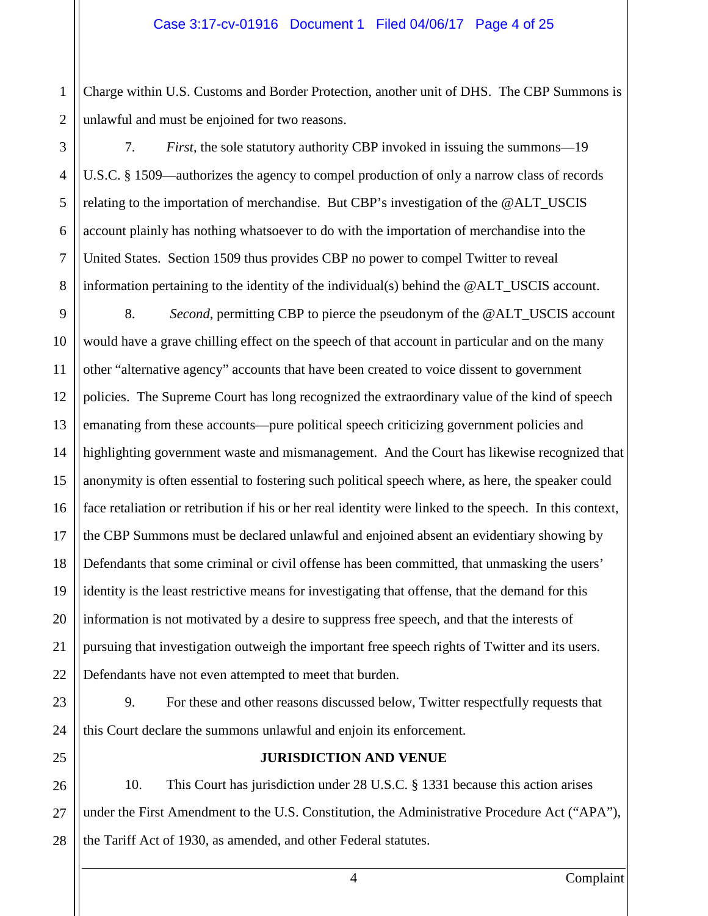Charge within U.S. Customs and Border Protection, another unit of DHS. The CBP Summons is unlawful and must be enjoined for two reasons.

7. *First*, the sole statutory authority CBP invoked in issuing the summons—19 U.S.C. § 1509—authorizes the agency to compel production of only a narrow class of records relating to the importation of merchandise. But CBP's investigation of the @ALT_USCIS account plainly has nothing whatsoever to do with the importation of merchandise into the United States. Section 1509 thus provides CBP no power to compel Twitter to reveal information pertaining to the identity of the individual(s) behind the @ALT_USCIS account.

8. *Second*, permitting CBP to pierce the pseudonym of the @ALT_USCIS account would have a grave chilling effect on the speech of that account in particular and on the many other "alternative agency" accounts that have been created to voice dissent to government policies. The Supreme Court has long recognized the extraordinary value of the kind of speech emanating from these accounts—pure political speech criticizing government policies and highlighting government waste and mismanagement. And the Court has likewise recognized that anonymity is often essential to fostering such political speech where, as here, the speaker could face retaliation or retribution if his or her real identity were linked to the speech. In this context, the CBP Summons must be declared unlawful and enjoined absent an evidentiary showing by Defendants that some criminal or civil offense has been committed, that unmasking the users' identity is the least restrictive means for investigating that offense, that the demand for this information is not motivated by a desire to suppress free speech, and that the interests of pursuing that investigation outweigh the important free speech rights of Twitter and its users. Defendants have not even attempted to meet that burden.

9. For these and other reasons discussed below, Twitter respectfully requests that this Court declare the summons unlawful and enjoin its enforcement.

## JURISDICTION AND VENUE

10. This Court has jurisdiction under 28 U.S.C. § 1331 because this action arises under the First Amendment to the U.S. Constitution, the Administrative Procedure Act ("APA"), the Tariff Act of 1930, as amended, and other Federal statutes.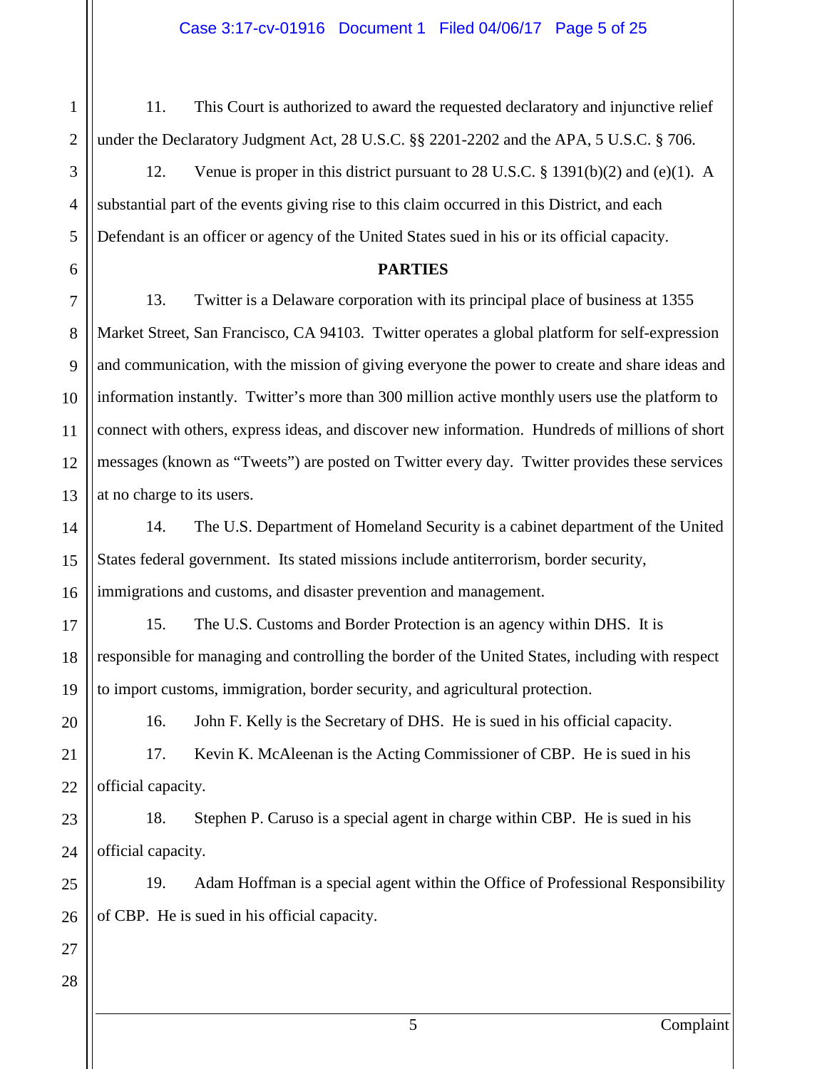11. This Court is authorized to award the requested declaratory and injunctive relief under the Declaratory Judgment Act, 28 U.S.C. §§ 2201-2202 and the APA, 5 U.S.C. § 706.

12. Venue is proper in this district pursuant to 28 U.S.C. § 1391(b)(2) and (e)(1). A substantial part of the events giving rise to this claim occurred in this District, and each Defendant is an officer or agency of the United States sued in his or its official capacity.

**PARTIES**

13. Twitter is a Delaware corporation with its principal place of business at 1355 Market Street, San Francisco, CA 94103. Twitter operates a global platform for self-expression and communication, with the mission of giving everyone the power to create and share ideas and information instantly. Twitter's more than 300 million active monthly users use the platform to connect with others, express ideas, and discover new information. Hundreds of millions of short messages (known as "Tweets") are posted on Twitter every day. Twitter provides these services at no charge to its users.

14. The U.S. Department of Homeland Security is a cabinet department of the United States federal government. Its stated missions include antiterrorism, border security, immigrations and customs, and disaster prevention and management.

15. The U.S. Customs and Border Protection is an agency within DHS. It is responsible for managing and controlling the border of the United States, including with respect to import customs, immigration, border security, and agricultural protection.

16. John F. Kelly is the Secretary of DHS. He is sued in his official capacity.

17. Kevin K. McAleenan is the Acting Commissioner of CBP. He is sued in his official capacity.

18. Stephen P. Caruso is a special agent in charge within CBP. He is sued in his official capacity.

19. Adam Hoffman is a special agent within the Office of Professional Responsibility of CBP. He is sued in his official capacity.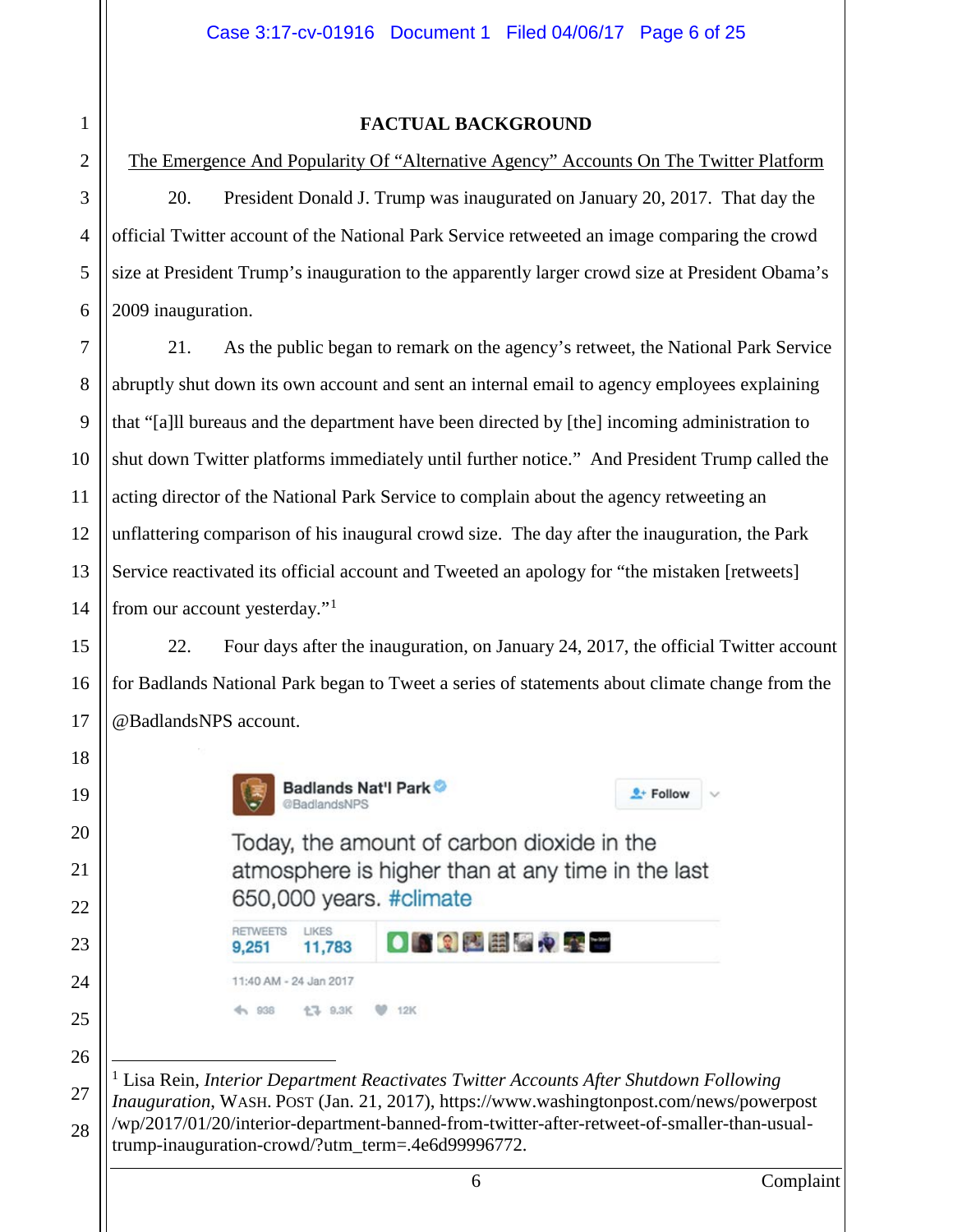## FACTUAL BACKGROUND

The Emergence And Popularity Of "Alternative Agency" Accounts On The Twitter Platform

20. President Donald J. Trump was inaugurated on January 20, 2017. That day the official Twitter account of the National Park Service retweeted an image comparing the crowd size at President Trump's inauguration to the apparently larger crowd size at President Obama's 2009 inauguration.

21. As the public began to remark on the agency's retweet, the National Park Service abruptly shut down its own account and sent an internal email to agency employees explaining that "[a]ll bureaus and the department have been directed by [the] incoming administration to shut down Twitter platforms immediately until further notice." And President Trump called the acting director of the National Park Service to complain about the agency retweeting an unflattering comparison of his inaugural crowd size. The day after the inauguration, the Park Service reactivated its official account and Tweeted an apology for "the mistaken [retweets] from our account yesterday."[1]

22. Four days after the inauguration, on January 24, 2017, the official Twitter account for Badlands National Park began to Tweet a series of statements about climate change from the @BadlandsNPS account.

> **Badlands Nat'l Park** @BadlandsNPS
>
> Today, the amount of carbon dioxide in the atmosphere is higher than at any time in the last 650,000 years. #climate
>
> RETWEETS 9,251 LIKES 11,783
>
> 11:40 AM - 24 Jan 2017
>
> 938 9.3K 12K

---

[1] Lisa Rein, *Interior Department Reactivates Twitter Accounts After Shutdown Following Inauguration*, WASH. POST (Jan. 21, 2017), https://www.washingtonpost.com/news/powerpost/wp/2017/01/20/interior-department-banned-from-twitter-after-retweet-of-smaller-than-usual-trump-inauguration-crowd/?utm_term=.4e6d99996772.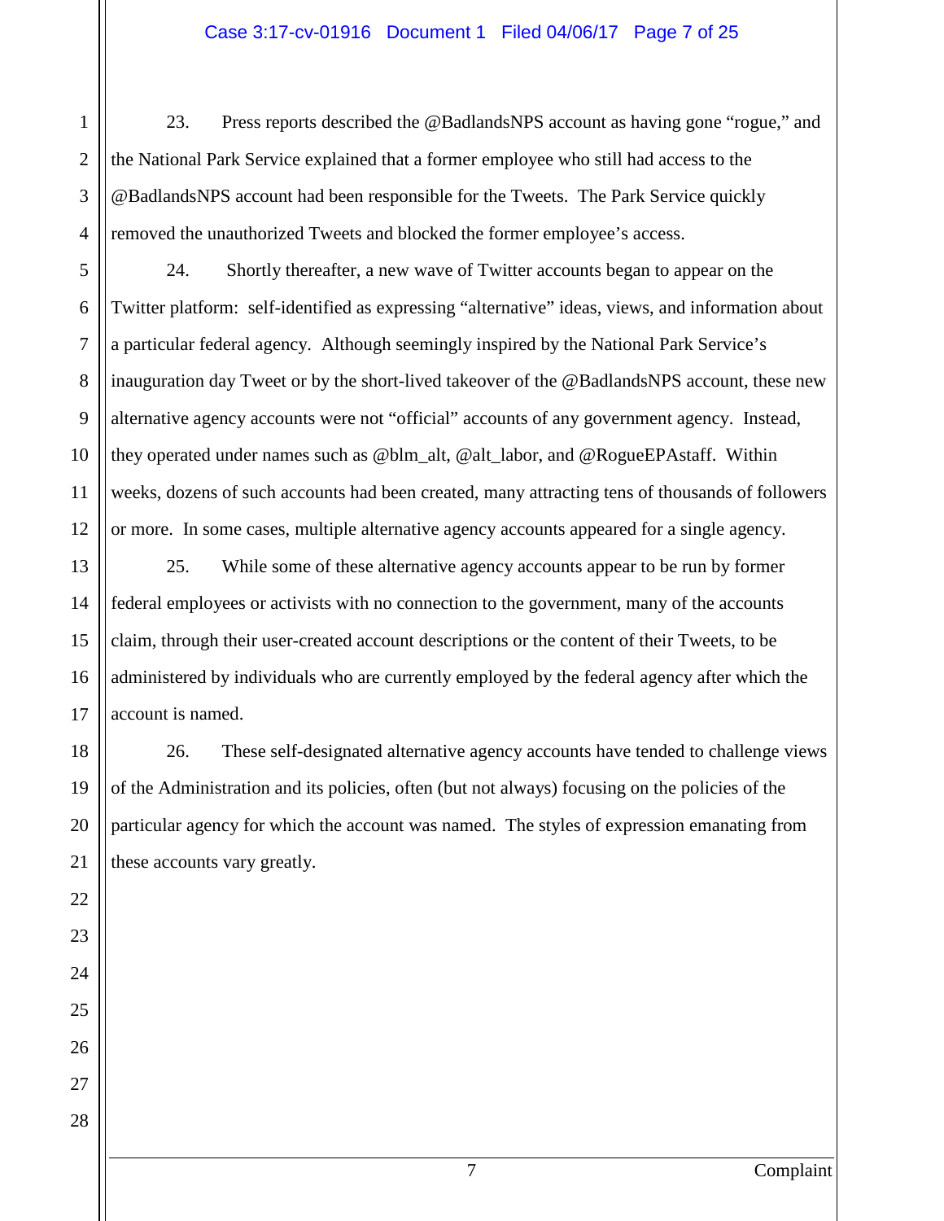23. Press reports described the @BadlandsNPS account as having gone "rogue," and the National Park Service explained that a former employee who still had access to the @BadlandsNPS account had been responsible for the Tweets. The Park Service quickly removed the unauthorized Tweets and blocked the former employee's access.

24. Shortly thereafter, a new wave of Twitter accounts began to appear on the Twitter platform: self-identified as expressing "alternative" ideas, views, and information about a particular federal agency. Although seemingly inspired by the National Park Service's inauguration day Tweet or by the short-lived takeover of the @BadlandsNPS account, these new alternative agency accounts were not "official" accounts of any government agency. Instead, they operated under names such as @blm_alt, @alt_labor, and @RogueEPAstaff. Within weeks, dozens of such accounts had been created, many attracting tens of thousands of followers or more. In some cases, multiple alternative agency accounts appeared for a single agency.

25. While some of these alternative agency accounts appear to be run by former federal employees or activists with no connection to the government, many of the accounts claim, through their user-created account descriptions or the content of their Tweets, to be administered by individuals who are currently employed by the federal agency after which the account is named.

26. These self-designated alternative agency accounts have tended to challenge views of the Administration and its policies, often (but not always) focusing on the policies of the particular agency for which the account was named. The styles of expression emanating from these accounts vary greatly.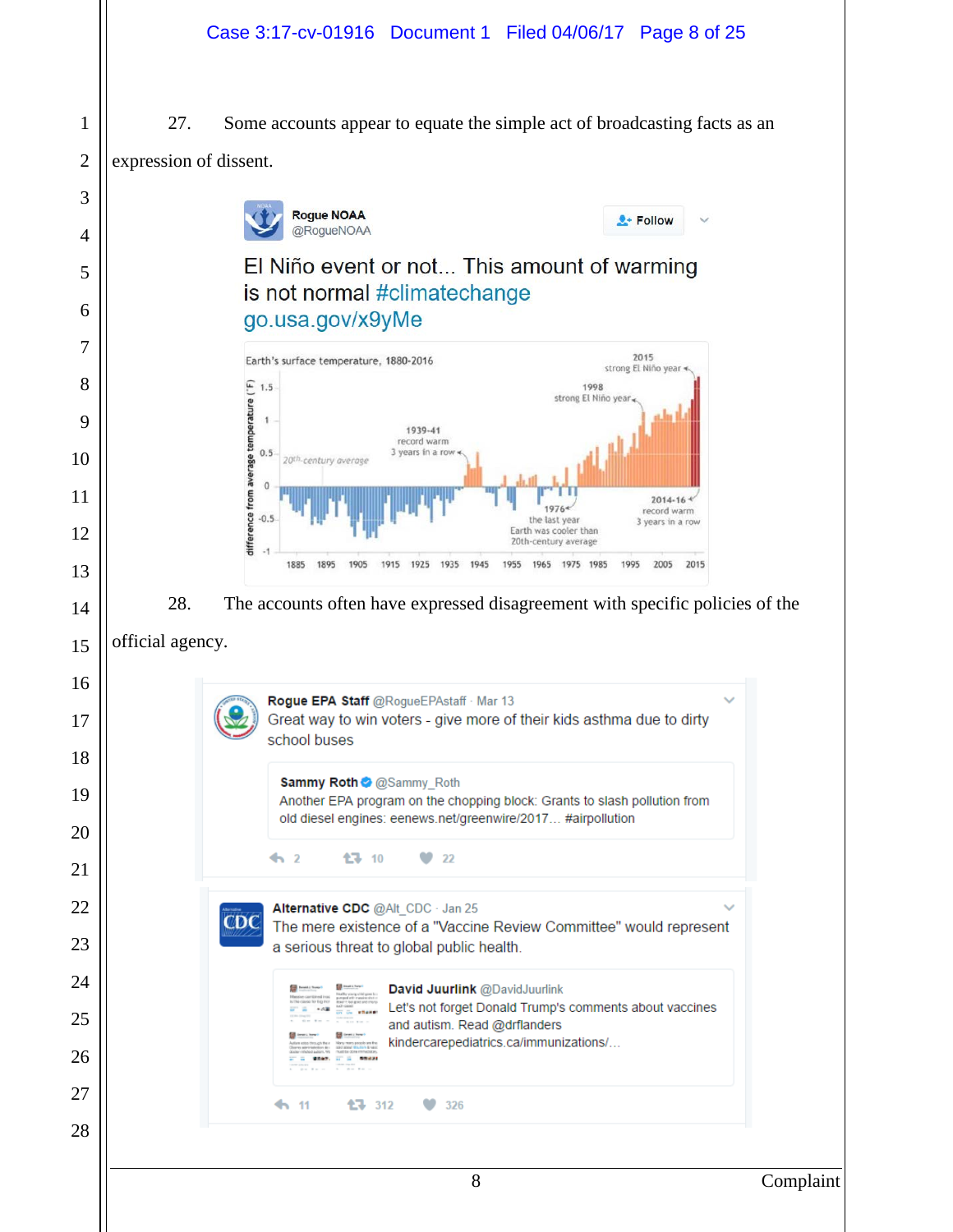27. Some accounts appear to equate the simple act of broadcasting facts as an expression of dissent.

Rogue NOAA @RogueNOAA

El Niño event or not... This amount of warming is not normal #climatechange go.usa.gov/x9yMe

Earth's surface temperature, 1880-2016

28. The accounts often have expressed disagreement with specific policies of the official agency.

Rogue EPA Staff @RogueEPAstaff · Mar 13
Great way to win voters - give more of their kids asthma due to dirty school buses

> Sammy Roth @Sammy_Roth
> Another EPA program on the chopping block: Grants to slash pollution from old diesel engines: eenews.net/greenwire/2017... #airpollution

2 10 22

Alternative CDC @Alt_CDC · Jan 25
The mere existence of a "Vaccine Review Committee" would represent a serious threat to global public health.

> David Juurlink @DavidJuurlink
> Let's not forget Donald Trump's comments about vaccines and autism. Read @drflanders kindercarepediatrics.ca/immunizations/...

11 312 326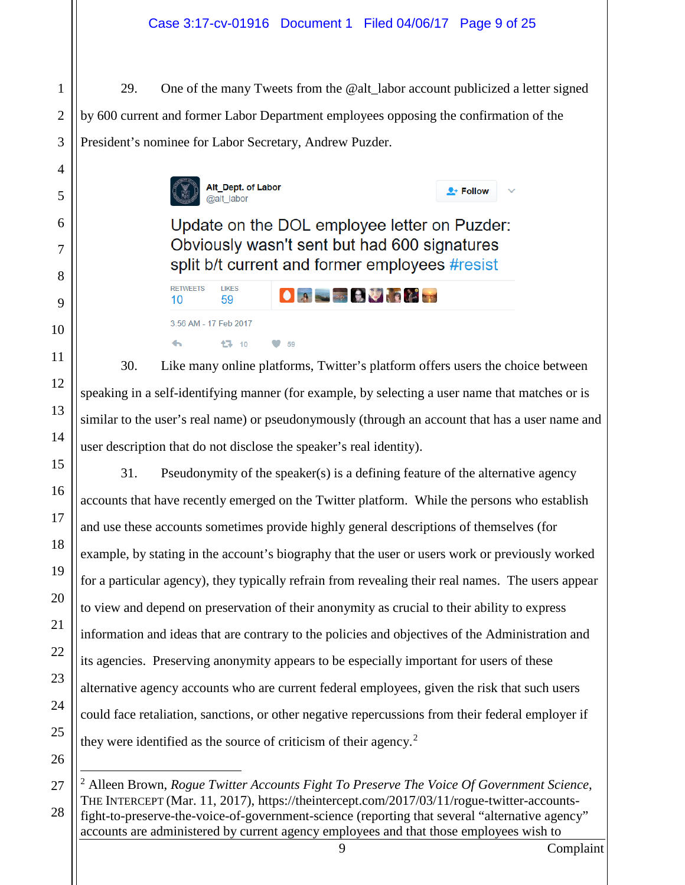29. One of the many Tweets from the @alt_labor account publicized a letter signed by 600 current and former Labor Department employees opposing the confirmation of the President's nominee for Labor Secretary, Andrew Puzder.

> **Alt_Dept. of Labor** @alt_labor
>
> Update on the DOL employee letter on Puzder: Obviously wasn't sent but had 600 signatures split b/t current and former employees #resist
>
> RETWEETS 10 LIKES 59
>
> 3:56 AM - 17 Feb 2017

30. Like many online platforms, Twitter's platform offers users the choice between speaking in a self-identifying manner (for example, by selecting a user name that matches or is similar to the user's real name) or pseudonymously (through an account that has a user name and user description that do not disclose the speaker's real identity).

31. Pseudonymity of the speaker(s) is a defining feature of the alternative agency accounts that have recently emerged on the Twitter platform. While the persons who establish and use these accounts sometimes provide highly general descriptions of themselves (for example, by stating in the account's biography that the user or users work or previously worked for a particular agency), they typically refrain from revealing their real names. The users appear to view and depend on preservation of their anonymity as crucial to their ability to express information and ideas that are contrary to the policies and objectives of the Administration and its agencies. Preserving anonymity appears to be especially important for users of these alternative agency accounts who are current federal employees, given the risk that such users could face retaliation, sanctions, or other negative repercussions from their federal employer if they were identified as the source of criticism of their agency.[2]

---

[2] Alleen Brown, *Rogue Twitter Accounts Fight To Preserve The Voice Of Government Science*, THE INTERCEPT (Mar. 11, 2017), https://theintercept.com/2017/03/11/rogue-twitter-accounts-fight-to-preserve-the-voice-of-government-science (reporting that several "alternative agency" accounts are administered by current agency employees and that those employees wish to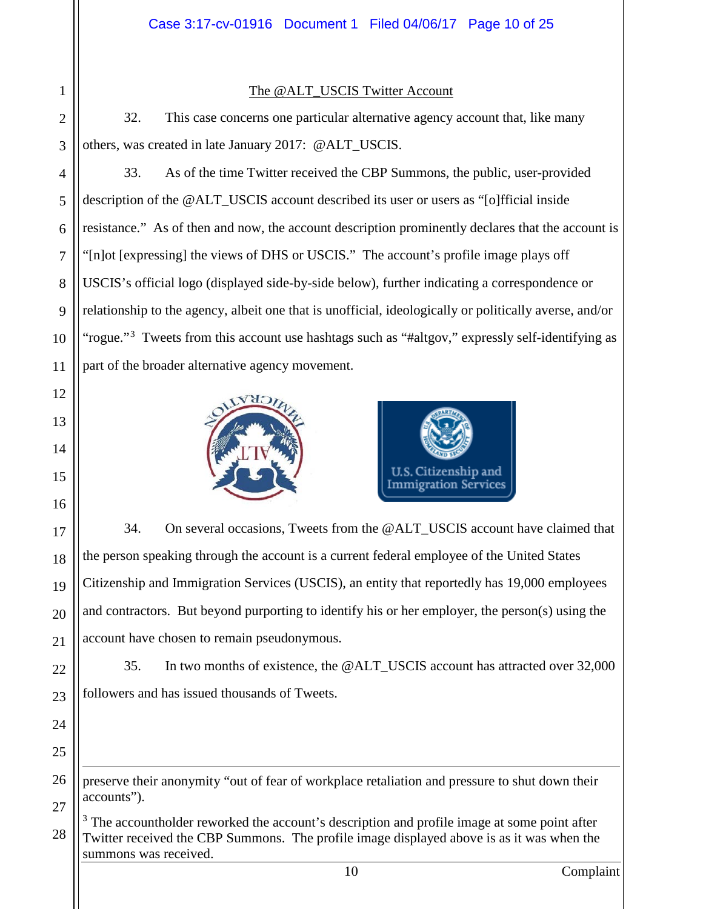## The @ALT_USCIS Twitter Account

32. This case concerns one particular alternative agency account that, like many others, was created in late January 2017: @ALT_USCIS.

33. As of the time Twitter received the CBP Summons, the public, user-provided description of the @ALT_USCIS account described its user or users as "[o]fficial inside resistance." As of then and now, the account description prominently declares that the account is "[n]ot [expressing] the views of DHS or USCIS." The account's profile image plays off USCIS's official logo (displayed side-by-side below), further indicating a correspondence or relationship to the agency, albeit one that is unofficial, ideologically or politically averse, and/or "rogue."[3] Tweets from this account use hashtags such as "#altgov," expressly self-identifying as part of the broader alternative agency movement.

34. On several occasions, Tweets from the @ALT_USCIS account have claimed that the person speaking through the account is a current federal employee of the United States Citizenship and Immigration Services (USCIS), an entity that reportedly has 19,000 employees and contractors. But beyond purporting to identify his or her employer, the person(s) using the account have chosen to remain pseudonymous.

35. In two months of existence, the @ALT_USCIS account has attracted over 32,000 followers and has issued thousands of Tweets.

---

preserve their anonymity "out of fear of workplace retaliation and pressure to shut down their accounts").

[3] The accountholder reworked the account's description and profile image at some point after Twitter received the CBP Summons. The profile image displayed above is as it was when the summons was received.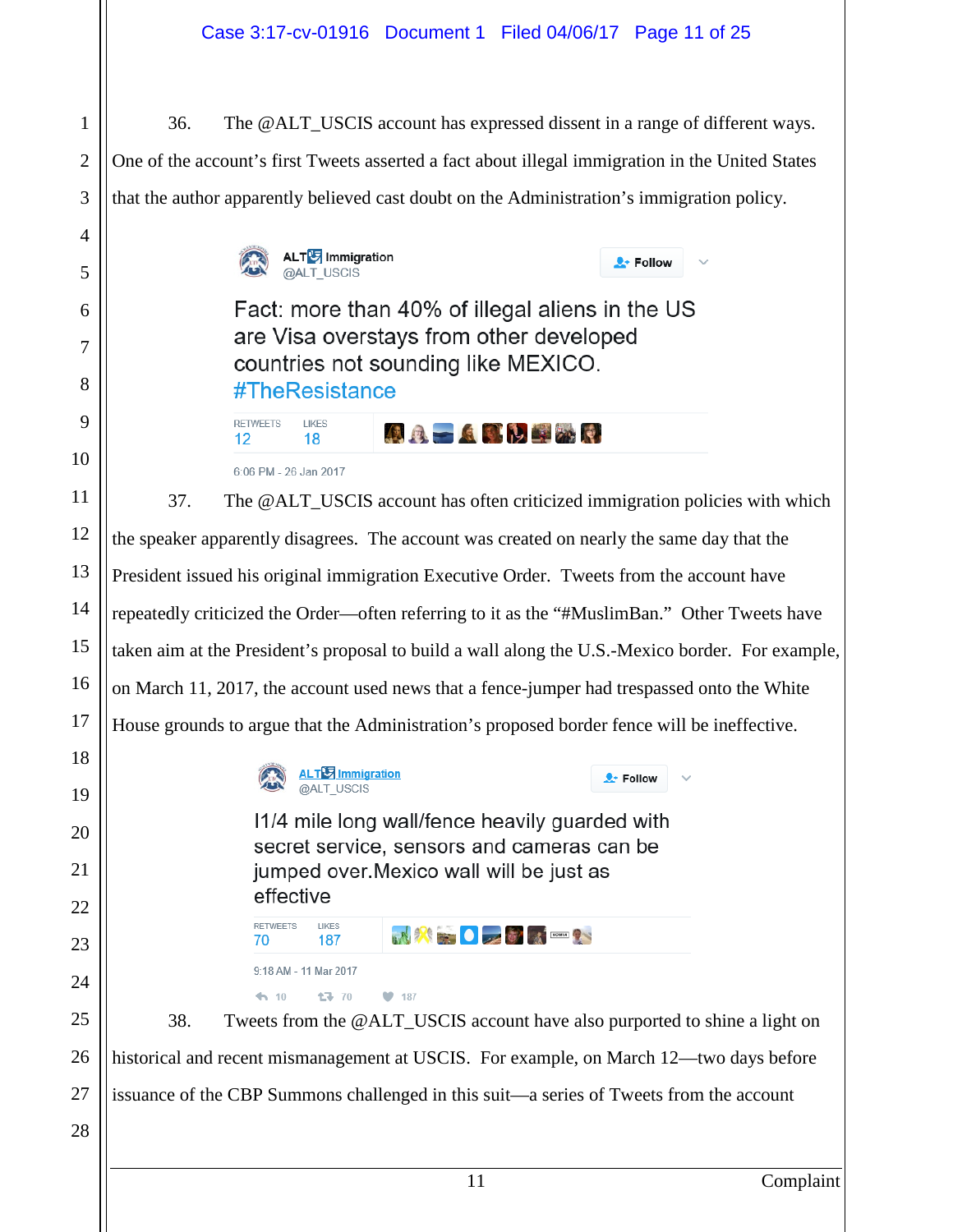36. The @ALT_USCIS account has expressed dissent in a range of different ways. One of the account's first Tweets asserted a fact about illegal immigration in the United States that the author apparently believed cast doubt on the Administration's immigration policy.

> ALT Immigration
> @ALT_USCIS
>
> Fact: more than 40% of illegal aliens in the US are Visa overstays from other developed countries not sounding like MEXICO. #TheResistance
>
> RETWEETS 12 LIKES 18
>
> 6:06 PM - 26 Jan 2017

37. The @ALT_USCIS account has often criticized immigration policies with which the speaker apparently disagrees. The account was created on nearly the same day that the President issued his original immigration Executive Order. Tweets from the account have repeatedly criticized the Order—often referring to it as the "#MuslimBan." Other Tweets have taken aim at the President's proposal to build a wall along the U.S.-Mexico border. For example, on March 11, 2017, the account used news that a fence-jumper had trespassed onto the White House grounds to argue that the Administration's proposed border fence will be ineffective.

> ALT Immigration
> @ALT_USCIS
>
> I1/4 mile long wall/fence heavily guarded with secret service, sensors and cameras can be jumped over.Mexico wall will be just as effective
>
> RETWEETS 70 LIKES 187
>
> 9:18 AM - 11 Mar 2017
>
> 10 70 187

38. Tweets from the @ALT_USCIS account have also purported to shine a light on historical and recent mismanagement at USCIS. For example, on March 12—two days before issuance of the CBP Summons challenged in this suit—a series of Tweets from the account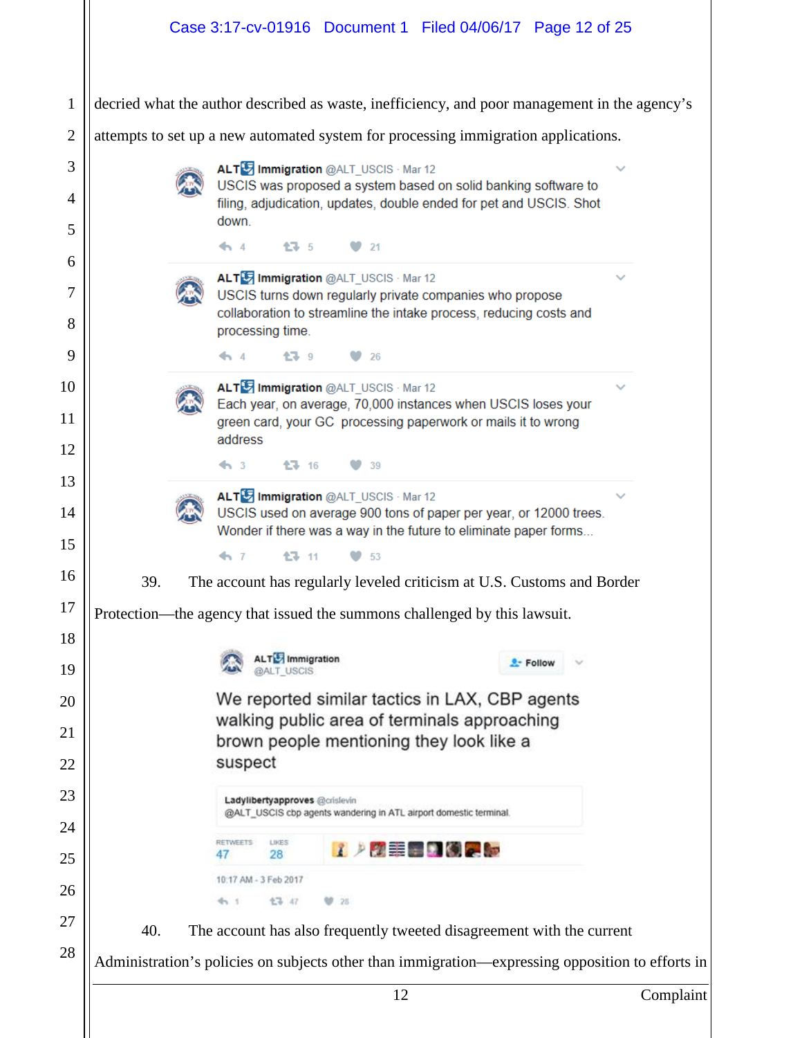decried what the author described as waste, inefficiency, and poor management in the agency's attempts to set up a new automated system for processing immigration applications.

> **ALT Immigration** @ALT_USCIS · Mar 12
> USCIS was proposed a system based on solid banking software to filing, adjudication, updates, double ended for pet and USCIS. Shot down.
>
> 4 5 21

> **ALT Immigration** @ALT_USCIS · Mar 12
> USCIS turns down regularly private companies who propose collaboration to streamline the intake process, reducing costs and processing time.
>
> 4 9 26

> **ALT Immigration** @ALT_USCIS · Mar 12
> Each year, on average, 70,000 instances when USCIS loses your green card, your GC processing paperwork or mails it to wrong address
>
> 3 16 39

> **ALT Immigration** @ALT_USCIS · Mar 12
> USCIS used on average 900 tons of paper per year, or 12000 trees. Wonder if there was a way in the future to eliminate paper forms...
>
> 7 11 53

39. The account has regularly leveled criticism at U.S. Customs and Border Protection—the agency that issued the summons challenged by this lawsuit.

> **ALT Immigration**
> @ALT_USCIS
> Follow
>
> We reported similar tactics in LAX, CBP agents walking public area of terminals approaching brown people mentioning they look like a suspect
>
> > **Ladylibertyapproves** @crislevin
> > @ALT_USCIS cbp agents wandering in ATL airport domestic terminal.
>
> RETWEETS 47 LIKES 28
>
> 10:17 AM - 3 Feb 2017
>
> 1 47 28

40. The account has also frequently tweeted disagreement with the current Administration's policies on subjects other than immigration—expressing opposition to efforts in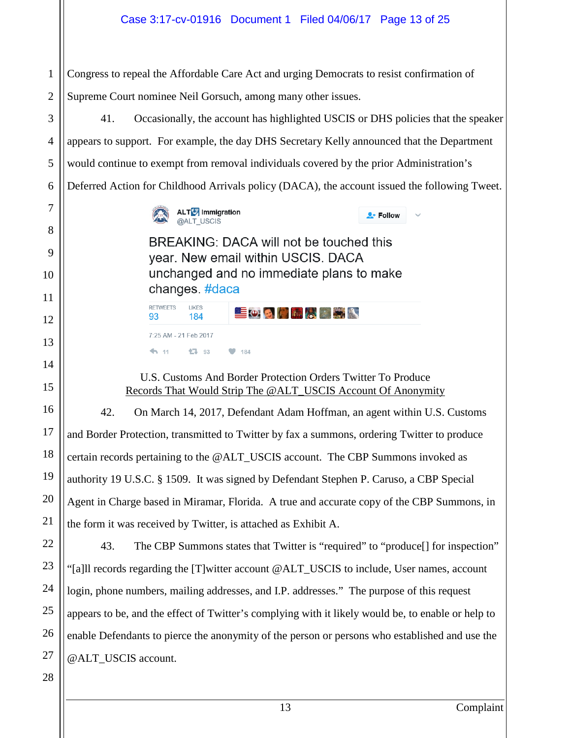Congress to repeal the Affordable Care Act and urging Democrats to resist confirmation of Supreme Court nominee Neil Gorsuch, among many other issues.

41. Occasionally, the account has highlighted USCIS or DHS policies that the speaker appears to support. For example, the day DHS Secretary Kelly announced that the Department would continue to exempt from removal individuals covered by the prior Administration's Deferred Action for Childhood Arrivals policy (DACA), the account issued the following Tweet.

> ALT Immigration
> @ALT_USCIS
>
> BREAKING: DACA will not be touched this year. New email within USCIS. DACA unchanged and no immediate plans to make changes. #daca
>
> RETWEETS 93 LIKES 184
>
> 7:25 AM - 21 Feb 2017
>
> 11 93 184

U.S. Customs And Border Protection Orders Twitter To Produce
Records That Would Strip The @ALT_USCIS Account Of Anonymity

42. On March 14, 2017, Defendant Adam Hoffman, an agent within U.S. Customs and Border Protection, transmitted to Twitter by fax a summons, ordering Twitter to produce certain records pertaining to the @ALT_USCIS account. The CBP Summons invoked as authority 19 U.S.C. § 1509. It was signed by Defendant Stephen P. Caruso, a CBP Special Agent in Charge based in Miramar, Florida. A true and accurate copy of the CBP Summons, in the form it was received by Twitter, is attached as Exhibit A.

43. The CBP Summons states that Twitter is "required" to "produce[] for inspection" "[a]ll records regarding the [T]witter account @ALT_USCIS to include, User names, account login, phone numbers, mailing addresses, and I.P. addresses." The purpose of this request appears to be, and the effect of Twitter's complying with it likely would be, to enable or help to enable Defendants to pierce the anonymity of the person or persons who established and use the @ALT_USCIS account.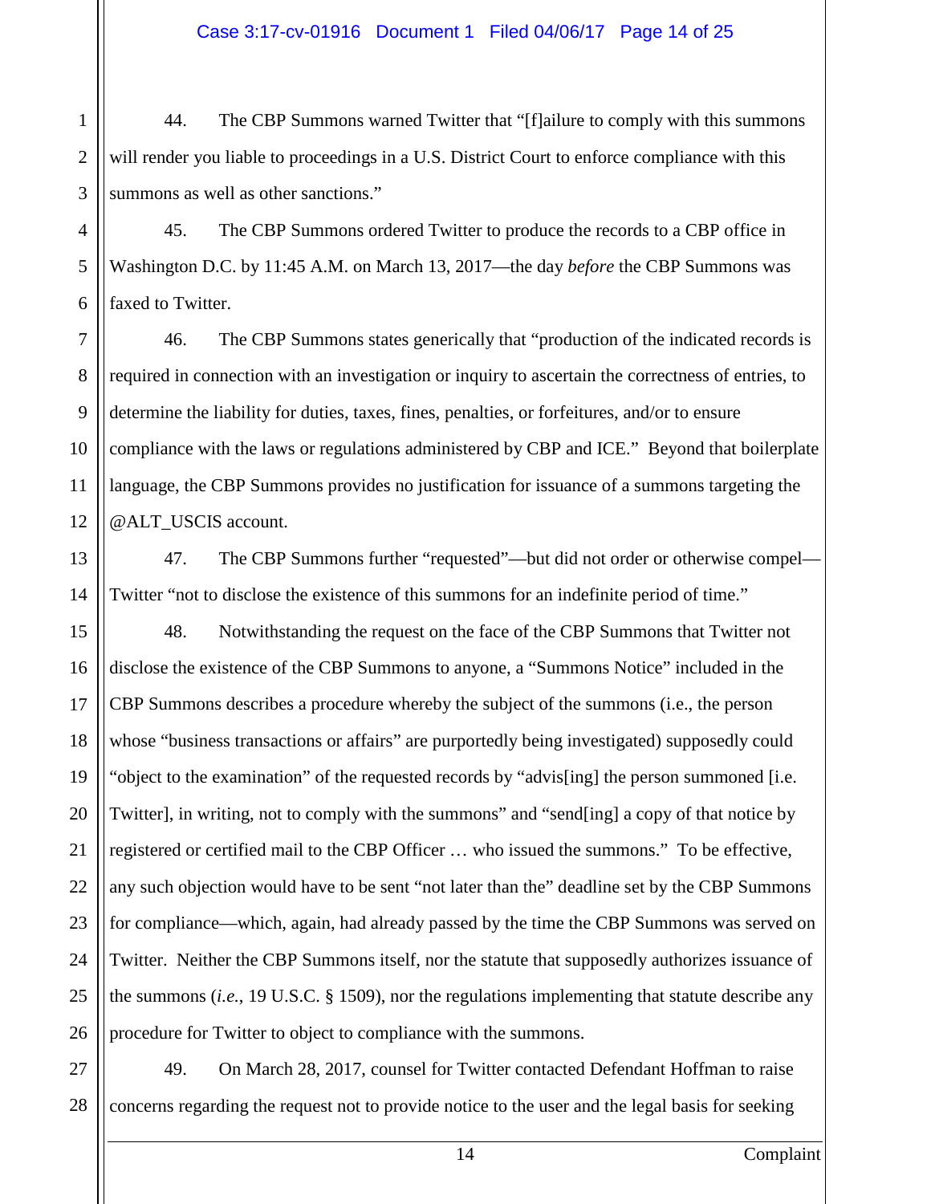44. The CBP Summons warned Twitter that "[f]ailure to comply with this summons will render you liable to proceedings in a U.S. District Court to enforce compliance with this summons as well as other sanctions."

45. The CBP Summons ordered Twitter to produce the records to a CBP office in Washington D.C. by 11:45 A.M. on March 13, 2017—the day *before* the CBP Summons was faxed to Twitter.

46. The CBP Summons states generically that "production of the indicated records is required in connection with an investigation or inquiry to ascertain the correctness of entries, to determine the liability for duties, taxes, fines, penalties, or forfeitures, and/or to ensure compliance with the laws or regulations administered by CBP and ICE." Beyond that boilerplate language, the CBP Summons provides no justification for issuance of a summons targeting the @ALT_USCIS account.

47. The CBP Summons further "requested"—but did not order or otherwise compel—Twitter "not to disclose the existence of this summons for an indefinite period of time."

48. Notwithstanding the request on the face of the CBP Summons that Twitter not disclose the existence of the CBP Summons to anyone, a "Summons Notice" included in the CBP Summons describes a procedure whereby the subject of the summons (i.e., the person whose "business transactions or affairs" are purportedly being investigated) supposedly could "object to the examination" of the requested records by "advis[ing] the person summoned [i.e. Twitter], in writing, not to comply with the summons" and "send[ing] a copy of that notice by registered or certified mail to the CBP Officer … who issued the summons." To be effective, any such objection would have to be sent "not later than the" deadline set by the CBP Summons for compliance—which, again, had already passed by the time the CBP Summons was served on Twitter. Neither the CBP Summons itself, nor the statute that supposedly authorizes issuance of the summons (*i.e.*, 19 U.S.C. § 1509), nor the regulations implementing that statute describe any procedure for Twitter to object to compliance with the summons.

49. On March 28, 2017, counsel for Twitter contacted Defendant Hoffman to raise concerns regarding the request not to provide notice to the user and the legal basis for seeking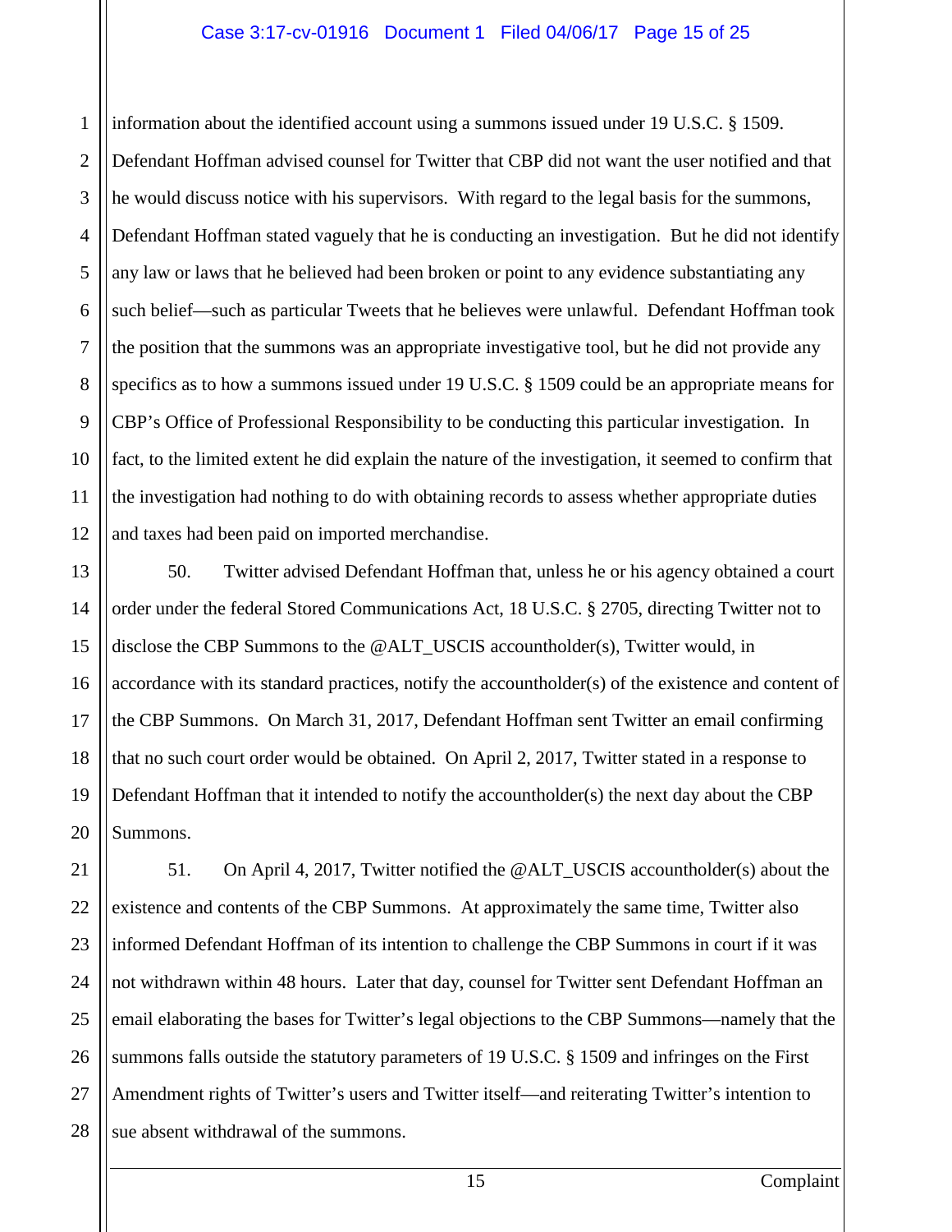information about the identified account using a summons issued under 19 U.S.C. § 1509. Defendant Hoffman advised counsel for Twitter that CBP did not want the user notified and that he would discuss notice with his supervisors. With regard to the legal basis for the summons, Defendant Hoffman stated vaguely that he is conducting an investigation. But he did not identify any law or laws that he believed had been broken or point to any evidence substantiating any such belief—such as particular Tweets that he believes were unlawful. Defendant Hoffman took the position that the summons was an appropriate investigative tool, but he did not provide any specifics as to how a summons issued under 19 U.S.C. § 1509 could be an appropriate means for CBP's Office of Professional Responsibility to be conducting this particular investigation. In fact, to the limited extent he did explain the nature of the investigation, it seemed to confirm that the investigation had nothing to do with obtaining records to assess whether appropriate duties and taxes had been paid on imported merchandise.

50. Twitter advised Defendant Hoffman that, unless he or his agency obtained a court order under the federal Stored Communications Act, 18 U.S.C. § 2705, directing Twitter not to disclose the CBP Summons to the @ALT_USCIS accountholder(s), Twitter would, in accordance with its standard practices, notify the accountholder(s) of the existence and content of the CBP Summons. On March 31, 2017, Defendant Hoffman sent Twitter an email confirming that no such court order would be obtained. On April 2, 2017, Twitter stated in a response to Defendant Hoffman that it intended to notify the accountholder(s) the next day about the CBP Summons.

51. On April 4, 2017, Twitter notified the @ALT_USCIS accountholder(s) about the existence and contents of the CBP Summons. At approximately the same time, Twitter also informed Defendant Hoffman of its intention to challenge the CBP Summons in court if it was not withdrawn within 48 hours. Later that day, counsel for Twitter sent Defendant Hoffman an email elaborating the bases for Twitter's legal objections to the CBP Summons—namely that the summons falls outside the statutory parameters of 19 U.S.C. § 1509 and infringes on the First Amendment rights of Twitter's users and Twitter itself—and reiterating Twitter's intention to sue absent withdrawal of the summons.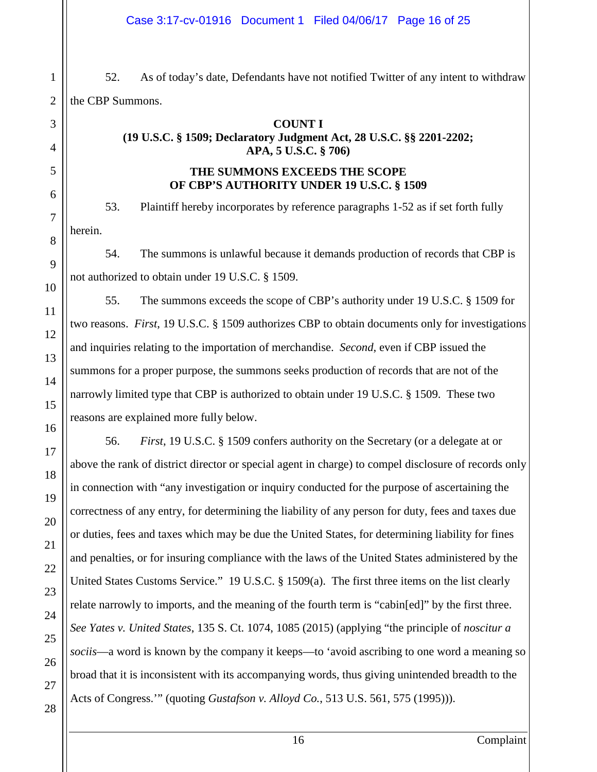52. As of today's date, Defendants have not notified Twitter of any intent to withdraw the CBP Summons.

**COUNT I**
**(19 U.S.C. § 1509; Declaratory Judgment Act, 28 U.S.C. §§ 2201-2202; APA, 5 U.S.C. § 706)**

**THE SUMMONS EXCEEDS THE SCOPE OF CBP'S AUTHORITY UNDER 19 U.S.C. § 1509**

53. Plaintiff hereby incorporates by reference paragraphs 1-52 as if set forth fully herein.

54. The summons is unlawful because it demands production of records that CBP is not authorized to obtain under 19 U.S.C. § 1509.

55. The summons exceeds the scope of CBP's authority under 19 U.S.C. § 1509 for two reasons. *First*, 19 U.S.C. § 1509 authorizes CBP to obtain documents only for investigations and inquiries relating to the importation of merchandise. *Second*, even if CBP issued the summons for a proper purpose, the summons seeks production of records that are not of the narrowly limited type that CBP is authorized to obtain under 19 U.S.C. § 1509. These two reasons are explained more fully below.

56. *First*, 19 U.S.C. § 1509 confers authority on the Secretary (or a delegate at or above the rank of district director or special agent in charge) to compel disclosure of records only in connection with "any investigation or inquiry conducted for the purpose of ascertaining the correctness of any entry, for determining the liability of any person for duty, fees and taxes due or duties, fees and taxes which may be due the United States, for determining liability for fines and penalties, or for insuring compliance with the laws of the United States administered by the United States Customs Service." 19 U.S.C. § 1509(a). The first three items on the list clearly relate narrowly to imports, and the meaning of the fourth term is "cabin[ed]" by the first three. *See Yates v. United States*, 135 S. Ct. 1074, 1085 (2015) (applying "the principle of *noscitur a sociis*—a word is known by the company it keeps—to 'avoid ascribing to one word a meaning so broad that it is inconsistent with its accompanying words, thus giving unintended breadth to the Acts of Congress.'" (quoting *Gustafson v. Alloyd Co.*, 513 U.S. 561, 575 (1995))).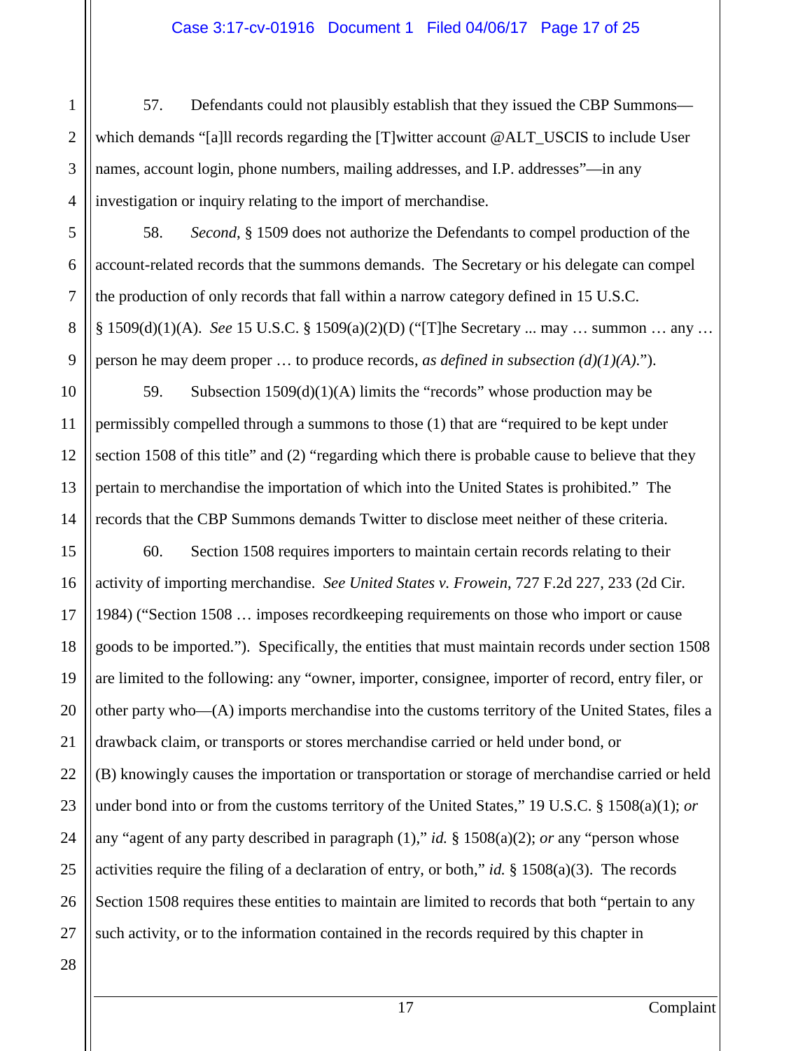57. Defendants could not plausibly establish that they issued the CBP Summons—which demands "[a]ll records regarding the [T]witter account @ALT_USCIS to include User names, account login, phone numbers, mailing addresses, and I.P. addresses"—in any investigation or inquiry relating to the import of merchandise.

58. *Second*, § 1509 does not authorize the Defendants to compel production of the account-related records that the summons demands. The Secretary or his delegate can compel the production of only records that fall within a narrow category defined in 15 U.S.C. § 1509(d)(1)(A). *See* 15 U.S.C. § 1509(a)(2)(D) ("[T]he Secretary ... may … summon … any … person he may deem proper … to produce records, *as defined in subsection (d)(1)(A)*.").

59. Subsection 1509(d)(1)(A) limits the "records" whose production may be permissibly compelled through a summons to those (1) that are "required to be kept under section 1508 of this title" and (2) "regarding which there is probable cause to believe that they pertain to merchandise the importation of which into the United States is prohibited." The records that the CBP Summons demands Twitter to disclose meet neither of these criteria.

60. Section 1508 requires importers to maintain certain records relating to their activity of importing merchandise. *See United States v. Frowein*, 727 F.2d 227, 233 (2d Cir. 1984) ("Section 1508 … imposes recordkeeping requirements on those who import or cause goods to be imported."). Specifically, the entities that must maintain records under section 1508 are limited to the following: any "owner, importer, consignee, importer of record, entry filer, or other party who—(A) imports merchandise into the customs territory of the United States, files a drawback claim, or transports or stores merchandise carried or held under bond, or (B) knowingly causes the importation or transportation or storage of merchandise carried or held under bond into or from the customs territory of the United States," 19 U.S.C. § 1508(a)(1); *or* any "agent of any party described in paragraph (1)," *id.* § 1508(a)(2); *or* any "person whose activities require the filing of a declaration of entry, or both," *id.* § 1508(a)(3). The records Section 1508 requires these entities to maintain are limited to records that both "pertain to any such activity, or to the information contained in the records required by this chapter in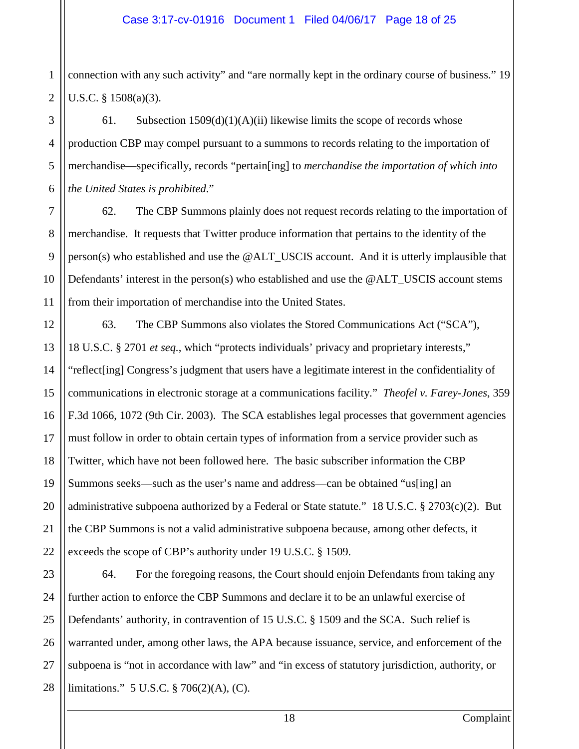connection with any such activity" and "are normally kept in the ordinary course of business." 19 U.S.C. § 1508(a)(3).

61. Subsection 1509(d)(1)(A)(ii) likewise limits the scope of records whose production CBP may compel pursuant to a summons to records relating to the importation of merchandise—specifically, records "pertain[ing] to *merchandise the importation of which into the United States is prohibited*."

62. The CBP Summons plainly does not request records relating to the importation of merchandise. It requests that Twitter produce information that pertains to the identity of the person(s) who established and use the @ALT_USCIS account. And it is utterly implausible that Defendants' interest in the person(s) who established and use the @ALT_USCIS account stems from their importation of merchandise into the United States.

63. The CBP Summons also violates the Stored Communications Act ("SCA"), 18 U.S.C. § 2701 *et seq.*, which "protects individuals' privacy and proprietary interests," "reflect[ing] Congress's judgment that users have a legitimate interest in the confidentiality of communications in electronic storage at a communications facility." *Theofel v. Farey-Jones*, 359 F.3d 1066, 1072 (9th Cir. 2003). The SCA establishes legal processes that government agencies must follow in order to obtain certain types of information from a service provider such as Twitter, which have not been followed here. The basic subscriber information the CBP Summons seeks—such as the user's name and address—can be obtained "us[ing] an administrative subpoena authorized by a Federal or State statute." 18 U.S.C. § 2703(c)(2). But the CBP Summons is not a valid administrative subpoena because, among other defects, it exceeds the scope of CBP's authority under 19 U.S.C. § 1509.

64. For the foregoing reasons, the Court should enjoin Defendants from taking any further action to enforce the CBP Summons and declare it to be an unlawful exercise of Defendants' authority, in contravention of 15 U.S.C. § 1509 and the SCA. Such relief is warranted under, among other laws, the APA because issuance, service, and enforcement of the subpoena is "not in accordance with law" and "in excess of statutory jurisdiction, authority, or limitations." 5 U.S.C. § 706(2)(A), (C).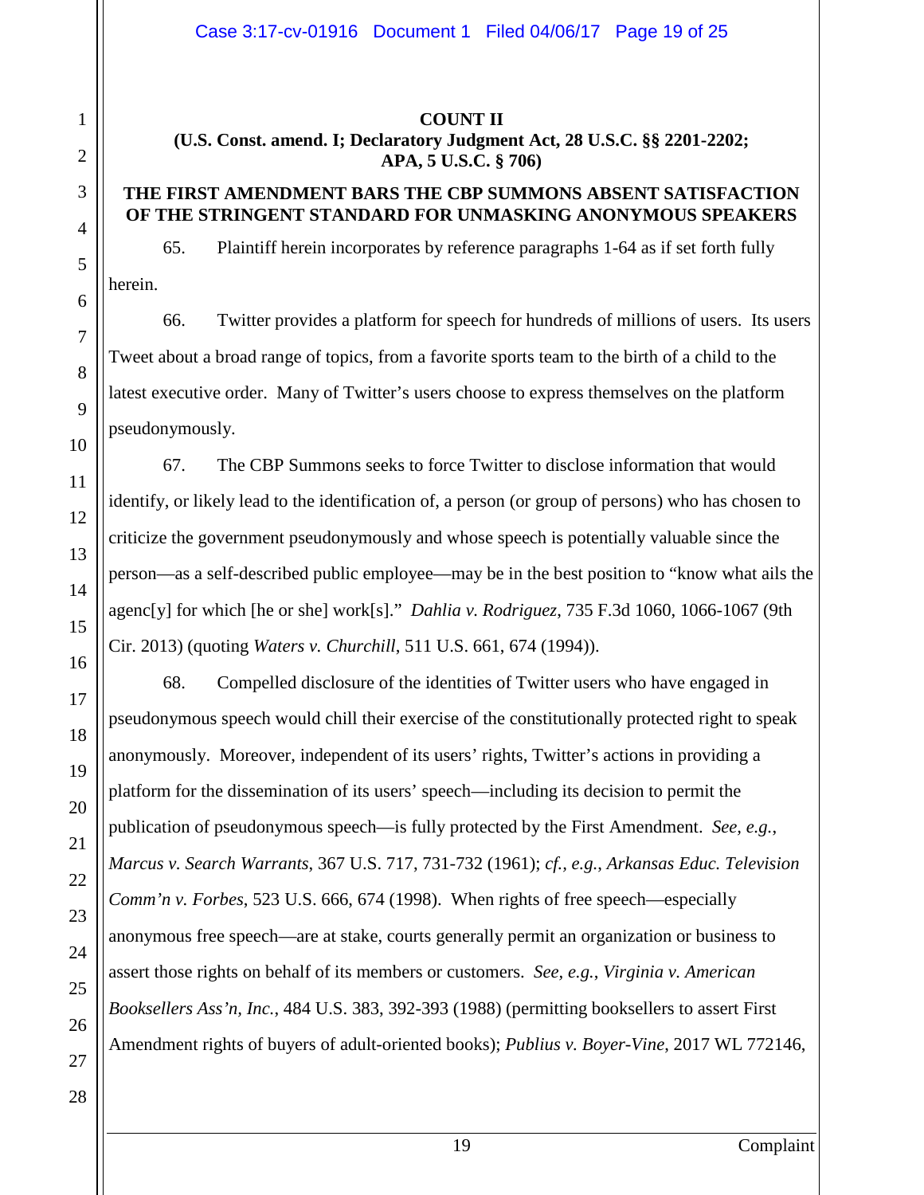**COUNT II**

**(U.S. Const. amend. I; Declaratory Judgment Act, 28 U.S.C. §§ 2201-2202; APA, 5 U.S.C. § 706)**

**THE FIRST AMENDMENT BARS THE CBP SUMMONS ABSENT SATISFACTION OF THE STRINGENT STANDARD FOR UNMASKING ANONYMOUS SPEAKERS**

65. Plaintiff herein incorporates by reference paragraphs 1-64 as if set forth fully herein.

66. Twitter provides a platform for speech for hundreds of millions of users. Its users Tweet about a broad range of topics, from a favorite sports team to the birth of a child to the latest executive order. Many of Twitter's users choose to express themselves on the platform pseudonymously.

67. The CBP Summons seeks to force Twitter to disclose information that would identify, or likely lead to the identification of, a person (or group of persons) who has chosen to criticize the government pseudonymously and whose speech is potentially valuable since the person—as a self-described public employee—may be in the best position to "know what ails the agenc[y] for which [he or she] work[s]." *Dahlia v. Rodriguez*, 735 F.3d 1060, 1066-1067 (9th Cir. 2013) (quoting *Waters v. Churchill*, 511 U.S. 661, 674 (1994)).

68. Compelled disclosure of the identities of Twitter users who have engaged in pseudonymous speech would chill their exercise of the constitutionally protected right to speak anonymously. Moreover, independent of its users' rights, Twitter's actions in providing a platform for the dissemination of its users' speech—including its decision to permit the publication of pseudonymous speech—is fully protected by the First Amendment. *See, e.g.*, *Marcus v. Search Warrants*, 367 U.S. 717, 731-732 (1961); *cf., e.g.*, *Arkansas Educ. Television Comm'n v. Forbes*, 523 U.S. 666, 674 (1998). When rights of free speech—especially anonymous free speech—are at stake, courts generally permit an organization or business to assert those rights on behalf of its members or customers. *See, e.g.*, *Virginia v. American Booksellers Ass'n, Inc.*, 484 U.S. 383, 392-393 (1988) (permitting booksellers to assert First Amendment rights of buyers of adult-oriented books); *Publius v. Boyer-Vine*, 2017 WL 772146,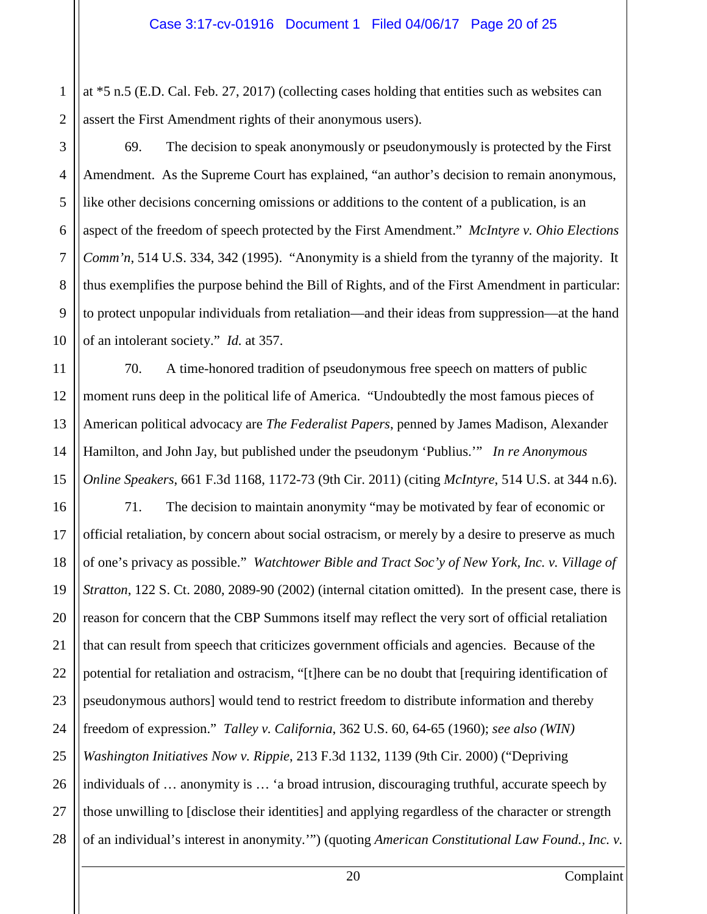at *5 n.5 (E.D. Cal. Feb. 27, 2017) (collecting cases holding that entities such as websites can assert the First Amendment rights of their anonymous users).

69. The decision to speak anonymously or pseudonymously is protected by the First Amendment. As the Supreme Court has explained, "an author's decision to remain anonymous, like other decisions concerning omissions or additions to the content of a publication, is an aspect of the freedom of speech protected by the First Amendment." *McIntyre v. Ohio Elections Comm'n*, 514 U.S. 334, 342 (1995). "Anonymity is a shield from the tyranny of the majority. It thus exemplifies the purpose behind the Bill of Rights, and of the First Amendment in particular: to protect unpopular individuals from retaliation—and their ideas from suppression—at the hand of an intolerant society." *Id.* at 357.

70. A time-honored tradition of pseudonymous free speech on matters of public moment runs deep in the political life of America. "Undoubtedly the most famous pieces of American political advocacy are *The Federalist Papers*, penned by James Madison, Alexander Hamilton, and John Jay, but published under the pseudonym 'Publius.'" *In re Anonymous Online Speakers*, 661 F.3d 1168, 1172-73 (9th Cir. 2011) (citing *McIntyre*, 514 U.S. at 344 n.6).

71. The decision to maintain anonymity "may be motivated by fear of economic or official retaliation, by concern about social ostracism, or merely by a desire to preserve as much of one's privacy as possible." *Watchtower Bible and Tract Soc'y of New York, Inc. v. Village of Stratton*, 122 S. Ct. 2080, 2089-90 (2002) (internal citation omitted). In the present case, there is reason for concern that the CBP Summons itself may reflect the very sort of official retaliation that can result from speech that criticizes government officials and agencies. Because of the potential for retaliation and ostracism, "[t]here can be no doubt that [requiring identification of pseudonymous authors] would tend to restrict freedom to distribute information and thereby freedom of expression." *Talley v. California*, 362 U.S. 60, 64-65 (1960); *see also (WIN) Washington Initiatives Now v. Rippie*, 213 F.3d 1132, 1139 (9th Cir. 2000) ("Depriving individuals of … anonymity is … 'a broad intrusion, discouraging truthful, accurate speech by those unwilling to [disclose their identities] and applying regardless of the character or strength of an individual's interest in anonymity.'") (quoting *American Constitutional Law Found., Inc. v.*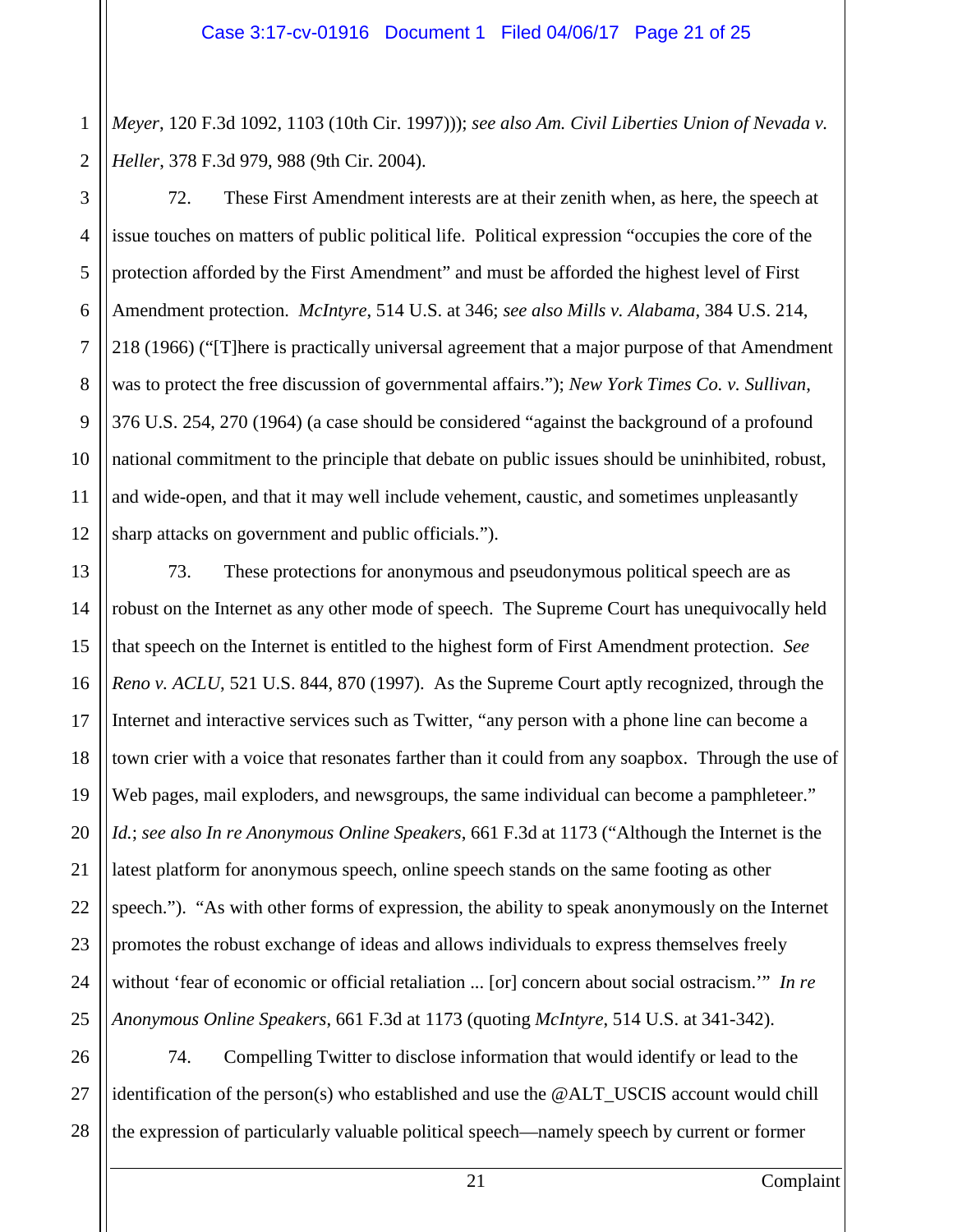*Meyer*, 120 F.3d 1092, 1103 (10th Cir. 1997))); *see also Am. Civil Liberties Union of Nevada v. Heller*, 378 F.3d 979, 988 (9th Cir. 2004).

72. These First Amendment interests are at their zenith when, as here, the speech at issue touches on matters of public political life. Political expression "occupies the core of the protection afforded by the First Amendment" and must be afforded the highest level of First Amendment protection. *McIntyre*, 514 U.S. at 346; *see also Mills v. Alabama*, 384 U.S. 214, 218 (1966) ("[T]here is practically universal agreement that a major purpose of that Amendment was to protect the free discussion of governmental affairs."); *New York Times Co. v. Sullivan*, 376 U.S. 254, 270 (1964) (a case should be considered "against the background of a profound national commitment to the principle that debate on public issues should be uninhibited, robust, and wide-open, and that it may well include vehement, caustic, and sometimes unpleasantly sharp attacks on government and public officials.").

73. These protections for anonymous and pseudonymous political speech are as robust on the Internet as any other mode of speech. The Supreme Court has unequivocally held that speech on the Internet is entitled to the highest form of First Amendment protection. *See Reno v. ACLU*, 521 U.S. 844, 870 (1997). As the Supreme Court aptly recognized, through the Internet and interactive services such as Twitter, "any person with a phone line can become a town crier with a voice that resonates farther than it could from any soapbox. Through the use of Web pages, mail exploders, and newsgroups, the same individual can become a pamphleteer." *Id.*; *see also In re Anonymous Online Speakers*, 661 F.3d at 1173 ("Although the Internet is the latest platform for anonymous speech, online speech stands on the same footing as other speech."). "As with other forms of expression, the ability to speak anonymously on the Internet promotes the robust exchange of ideas and allows individuals to express themselves freely without 'fear of economic or official retaliation ... [or] concern about social ostracism.'" *In re Anonymous Online Speakers*, 661 F.3d at 1173 (quoting *McIntyre*, 514 U.S. at 341-342).

74. Compelling Twitter to disclose information that would identify or lead to the identification of the person(s) who established and use the @ALT_USCIS account would chill the expression of particularly valuable political speech—namely speech by current or former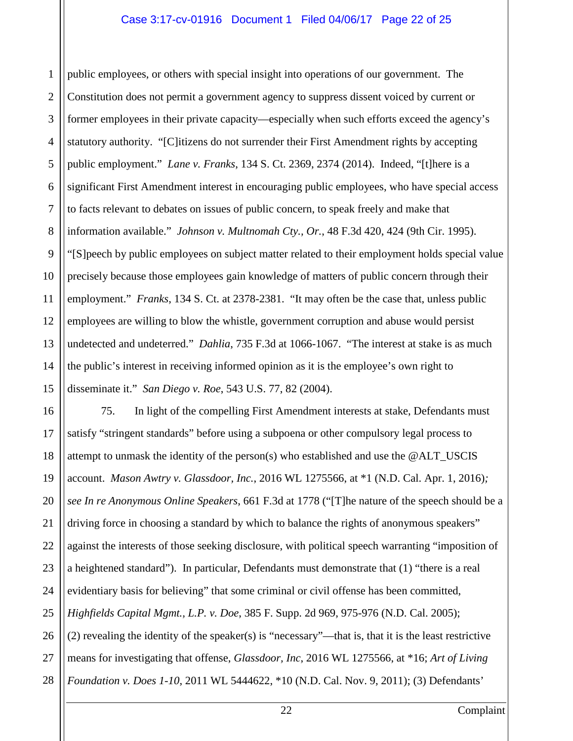public employees, or others with special insight into operations of our government. The Constitution does not permit a government agency to suppress dissent voiced by current or former employees in their private capacity—especially when such efforts exceed the agency's statutory authority. "[C]itizens do not surrender their First Amendment rights by accepting public employment." *Lane v. Franks*, 134 S. Ct. 2369, 2374 (2014). Indeed, "[t]here is a significant First Amendment interest in encouraging public employees, who have special access to facts relevant to debates on issues of public concern, to speak freely and make that information available." *Johnson v. Multnomah Cty., Or.*, 48 F.3d 420, 424 (9th Cir. 1995). "[S]peech by public employees on subject matter related to their employment holds special value precisely because those employees gain knowledge of matters of public concern through their employment." *Franks*, 134 S. Ct. at 2378-2381. "It may often be the case that, unless public employees are willing to blow the whistle, government corruption and abuse would persist undetected and undeterred." *Dahlia*, 735 F.3d at 1066-1067. "The interest at stake is as much the public's interest in receiving informed opinion as it is the employee's own right to disseminate it." *San Diego v. Roe*, 543 U.S. 77, 82 (2004).

75. In light of the compelling First Amendment interests at stake, Defendants must satisfy "stringent standards" before using a subpoena or other compulsory legal process to attempt to unmask the identity of the person(s) who established and use the @ALT_USCIS account. *Mason Awtry v. Glassdoor, Inc.*, 2016 WL 1275566, at *1 (N.D. Cal. Apr. 1, 2016)*; see In re Anonymous Online Speakers*, 661 F.3d at 1778 ("[T]he nature of the speech should be a driving force in choosing a standard by which to balance the rights of anonymous speakers" against the interests of those seeking disclosure, with political speech warranting "imposition of a heightened standard"). In particular, Defendants must demonstrate that (1) "there is a real evidentiary basis for believing" that some criminal or civil offense has been committed, *Highfields Capital Mgmt., L.P. v. Doe*, 385 F. Supp. 2d 969, 975-976 (N.D. Cal. 2005); (2) revealing the identity of the speaker(s) is "necessary"—that is, that it is the least restrictive means for investigating that offense, *Glassdoor, Inc*, 2016 WL 1275566, at *16; *Art of Living Foundation v. Does 1-10*, 2011 WL 5444622, *10 (N.D. Cal. Nov. 9, 2011); (3) Defendants'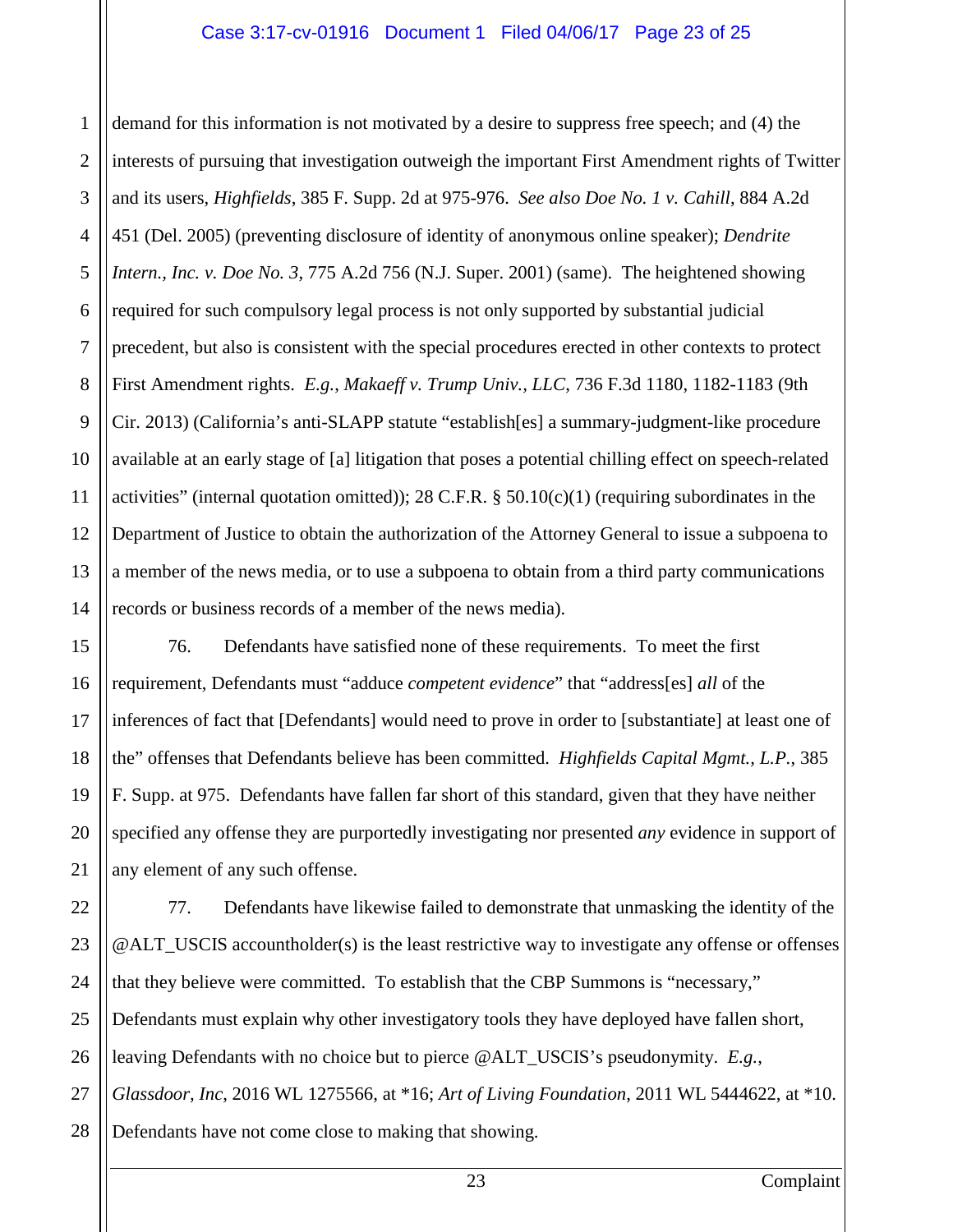demand for this information is not motivated by a desire to suppress free speech; and (4) the interests of pursuing that investigation outweigh the important First Amendment rights of Twitter and its users, *Highfields*, 385 F. Supp. 2d at 975-976. *See also Doe No. 1 v. Cahill*, 884 A.2d 451 (Del. 2005) (preventing disclosure of identity of anonymous online speaker); *Dendrite Intern., Inc. v. Doe No. 3*, 775 A.2d 756 (N.J. Super. 2001) (same). The heightened showing required for such compulsory legal process is not only supported by substantial judicial precedent, but also is consistent with the special procedures erected in other contexts to protect First Amendment rights. *E.g.*, *Makaeff v. Trump Univ., LLC*, 736 F.3d 1180, 1182-1183 (9th Cir. 2013) (California's anti-SLAPP statute "establish[es] a summary-judgment-like procedure available at an early stage of [a] litigation that poses a potential chilling effect on speech-related activities" (internal quotation omitted)); 28 C.F.R. § 50.10(c)(1) (requiring subordinates in the Department of Justice to obtain the authorization of the Attorney General to issue a subpoena to a member of the news media, or to use a subpoena to obtain from a third party communications records or business records of a member of the news media).

76. Defendants have satisfied none of these requirements. To meet the first requirement, Defendants must "adduce *competent evidence*" that "address[es] *all* of the inferences of fact that [Defendants] would need to prove in order to [substantiate] at least one of the" offenses that Defendants believe has been committed. *Highfields Capital Mgmt., L.P.*, 385 F. Supp. at 975. Defendants have fallen far short of this standard, given that they have neither specified any offense they are purportedly investigating nor presented *any* evidence in support of any element of any such offense.

77. Defendants have likewise failed to demonstrate that unmasking the identity of the @ALT_USCIS accountholder(s) is the least restrictive way to investigate any offense or offenses that they believe were committed. To establish that the CBP Summons is "necessary," Defendants must explain why other investigatory tools they have deployed have fallen short, leaving Defendants with no choice but to pierce @ALT_USCIS's pseudonymity. *E.g.*, *Glassdoor, Inc*, 2016 WL 1275566, at *16; *Art of Living Foundation*, 2011 WL 5444622, at *10. Defendants have not come close to making that showing.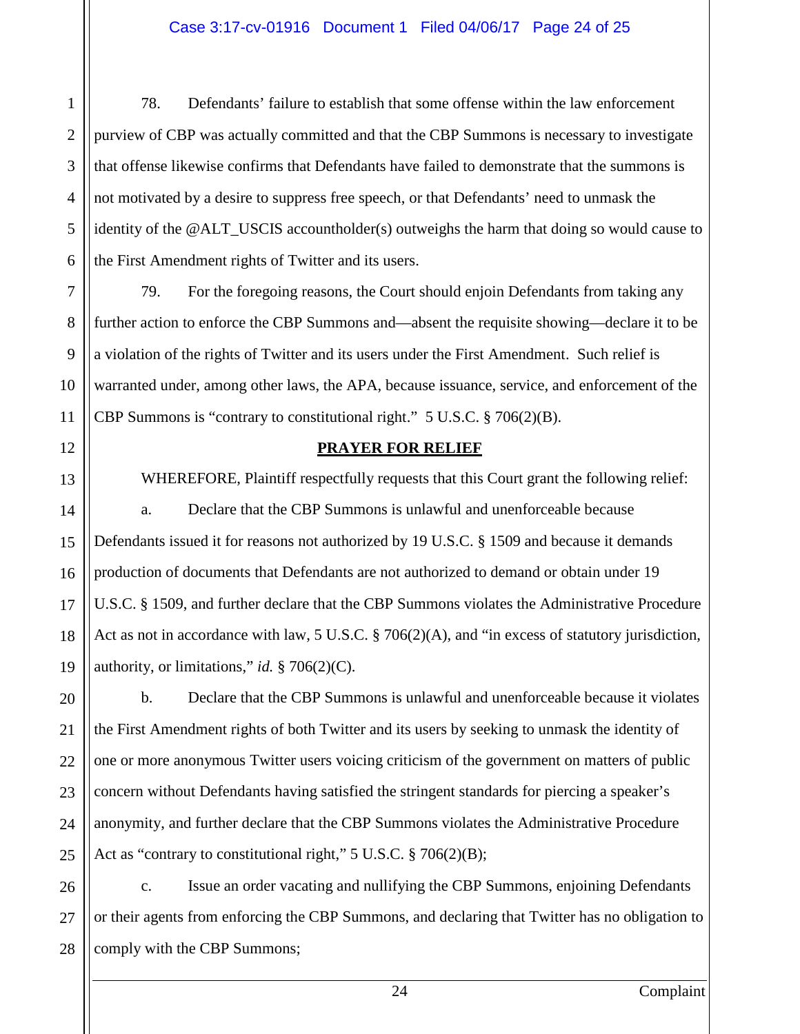78. Defendants' failure to establish that some offense within the law enforcement purview of CBP was actually committed and that the CBP Summons is necessary to investigate that offense likewise confirms that Defendants have failed to demonstrate that the summons is not motivated by a desire to suppress free speech, or that Defendants' need to unmask the identity of the @ALT_USCIS accountholder(s) outweighs the harm that doing so would cause to the First Amendment rights of Twitter and its users.

79. For the foregoing reasons, the Court should enjoin Defendants from taking any further action to enforce the CBP Summons and—absent the requisite showing—declare it to be a violation of the rights of Twitter and its users under the First Amendment. Such relief is warranted under, among other laws, the APA, because issuance, service, and enforcement of the CBP Summons is "contrary to constitutional right." 5 U.S.C. § 706(2)(B).

## PRAYER FOR RELIEF

WHEREFORE, Plaintiff respectfully requests that this Court grant the following relief:

a. Declare that the CBP Summons is unlawful and unenforceable because Defendants issued it for reasons not authorized by 19 U.S.C. § 1509 and because it demands production of documents that Defendants are not authorized to demand or obtain under 19 U.S.C. § 1509, and further declare that the CBP Summons violates the Administrative Procedure Act as not in accordance with law, 5 U.S.C. § 706(2)(A), and "in excess of statutory jurisdiction, authority, or limitations," *id.* § 706(2)(C).

b. Declare that the CBP Summons is unlawful and unenforceable because it violates the First Amendment rights of both Twitter and its users by seeking to unmask the identity of one or more anonymous Twitter users voicing criticism of the government on matters of public concern without Defendants having satisfied the stringent standards for piercing a speaker's anonymity, and further declare that the CBP Summons violates the Administrative Procedure Act as "contrary to constitutional right," 5 U.S.C. § 706(2)(B);

c. Issue an order vacating and nullifying the CBP Summons, enjoining Defendants or their agents from enforcing the CBP Summons, and declaring that Twitter has no obligation to comply with the CBP Summons;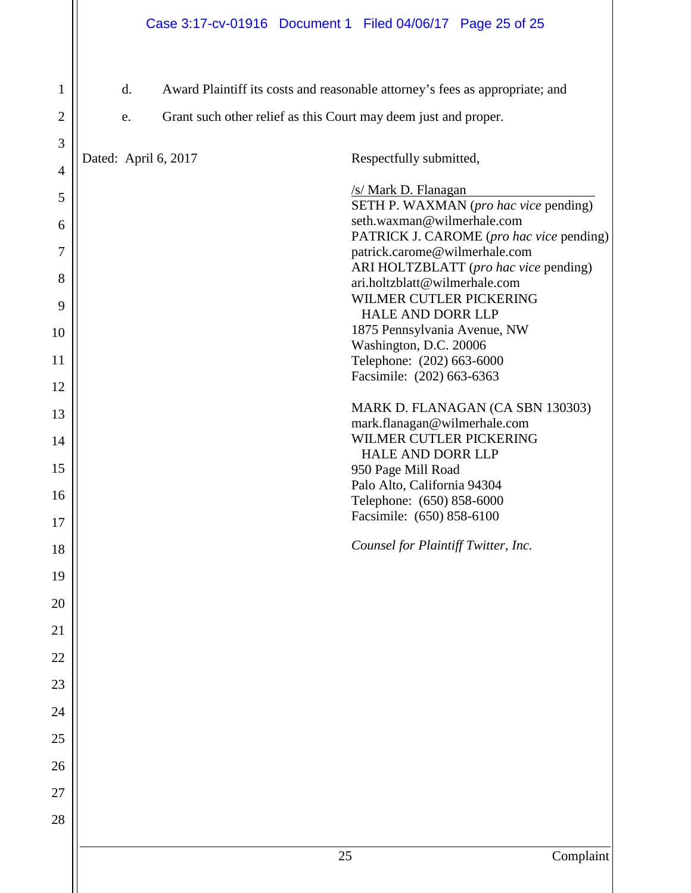d. Award Plaintiff its costs and reasonable attorney's fees as appropriate; and

e. Grant such other relief as this Court may deem just and proper.

Dated: April 6, 2017

Respectfully submitted,

/s/ Mark D. Flanagan

SETH P. WAXMAN (*pro hac vice* pending)
seth.waxman@wilmerhale.com
PATRICK J. CAROME (*pro hac vice* pending)
patrick.carome@wilmerhale.com
ARI HOLTZBLATT (*pro hac vice* pending)
ari.holtzblatt@wilmerhale.com
WILMER CUTLER PICKERING
HALE AND DORR LLP
1875 Pennsylvania Avenue, NW
Washington, D.C. 20006
Telephone: (202) 663-6000
Facsimile: (202) 663-6363

MARK D. FLANAGAN (CA SBN 130303)
mark.flanagan@wilmerhale.com
WILMER CUTLER PICKERING
HALE AND DORR LLP
950 Page Mill Road
Palo Alto, California 94304
Telephone: (650) 858-6000
Facsimile: (650) 858-6100

*Counsel for Plaintiff Twitter, Inc.*